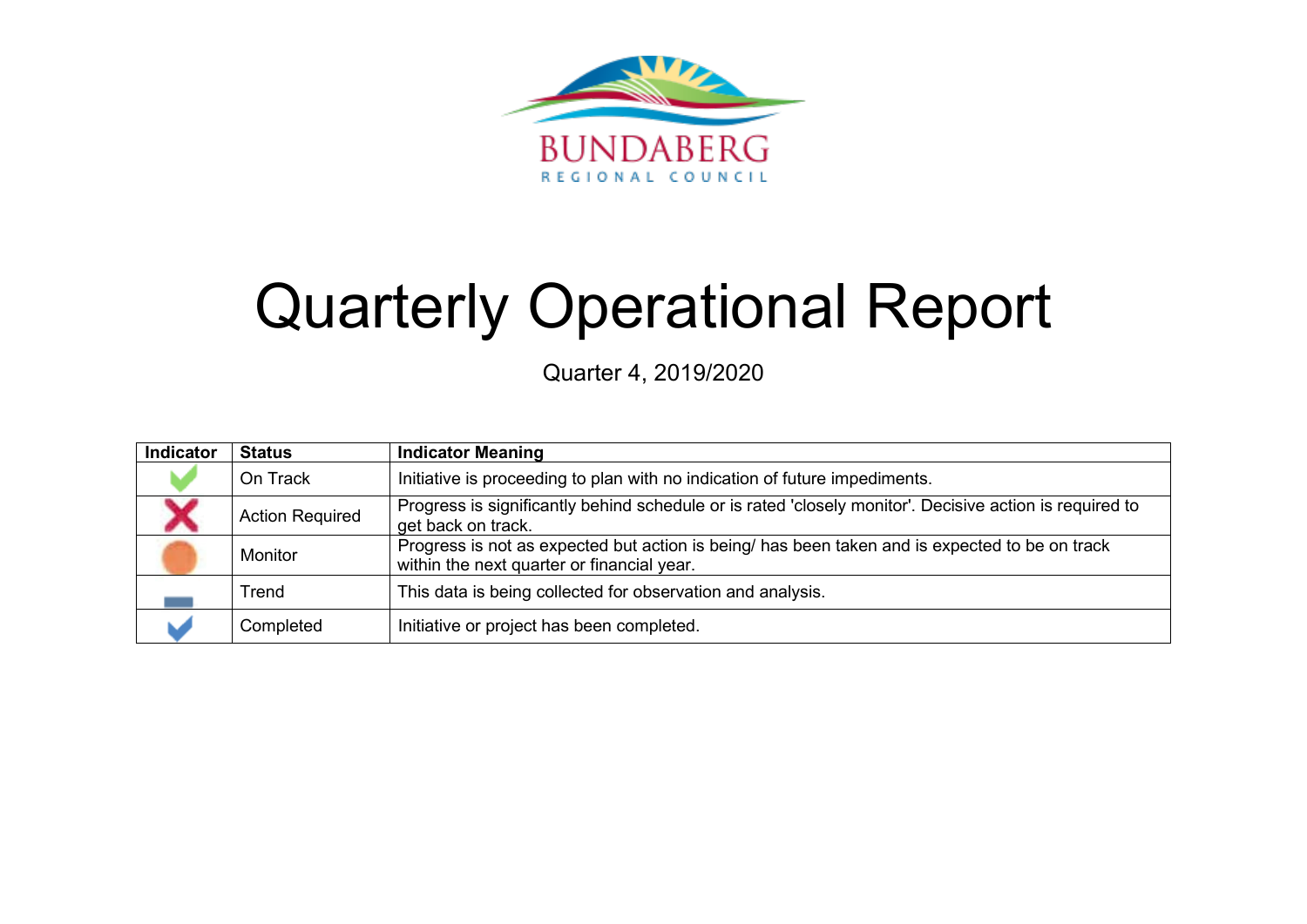BUNDABERG

REGIONAL COUNCIL

# Quarterly Operational Report

Quarter 4, 2019/2020

| Indicator | Status | Indicator Meaning |
| --- | --- | --- |
| | On Track | Initiative is proceeding to plan with no indication of future impediments. |
| | Action Required | Progress is significantly behind schedule or is rated 'closely monitor'. Decisive action is required to get back on track. |
| | Monitor | Progress is not as expected but action is being/ has been taken and is expected to be on track within the next quarter or financial year. |
| | Trend | This data is being collected for observation and analysis. |
| | Completed | Initiative or project has been completed. |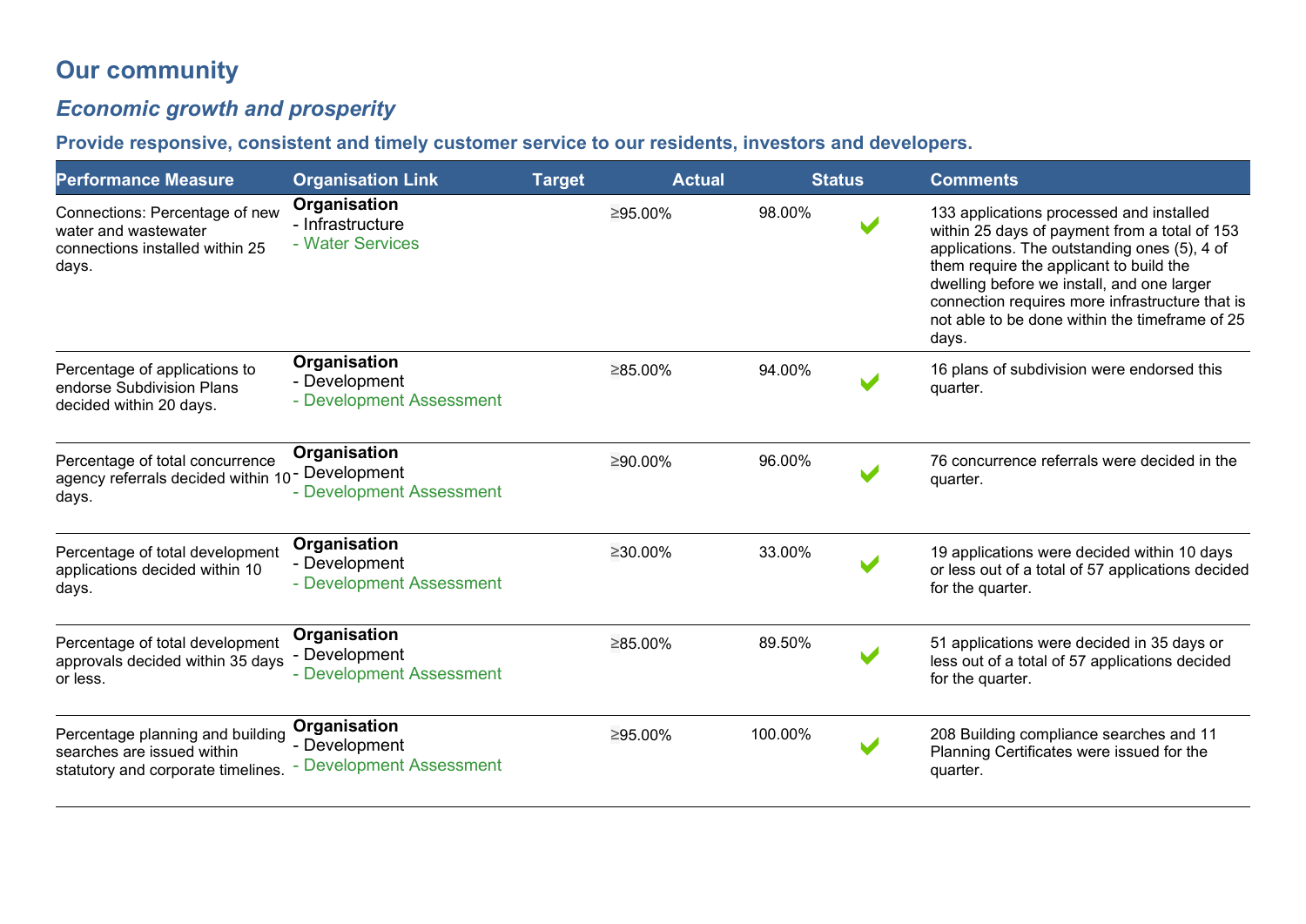# Our community

## *Economic growth and prosperity*

### Provide responsive, consistent and timely customer service to our residents, investors and developers.

| Performance Measure | Organisation Link | Target | Actual | Status | Comments |
|---|---|---|---|---|---|
| Connections: Percentage of new water and wastewater connections installed within 25 days. | **Organisation** - Infrastructure - Water Services | ≥95.00% | 98.00% | ✔ | 133 applications processed and installed within 25 days of payment from a total of 153 applications. The outstanding ones (5), 4 of them require the applicant to build the dwelling before we install, and one larger connection requires more infrastructure that is not able to be done within the timeframe of 25 days. |
| Percentage of applications to endorse Subdivision Plans decided within 20 days. | **Organisation** - Development - Development Assessment | ≥85.00% | 94.00% | ✔ | 16 plans of subdivision were endorsed this quarter. |
| Percentage of total concurrence agency referrals decided within 10 days. | **Organisation** - Development - Development Assessment | ≥90.00% | 96.00% | ✔ | 76 concurrence referrals were decided in the quarter. |
| Percentage of total development applications decided within 10 days. | **Organisation** - Development - Development Assessment | ≥30.00% | 33.00% | ✔ | 19 applications were decided within 10 days or less out of a total of 57 applications decided for the quarter. |
| Percentage of total development approvals decided within 35 days or less. | **Organisation** - Development - Development Assessment | ≥85.00% | 89.50% | ✔ | 51 applications were decided in 35 days or less out of a total of 57 applications decided for the quarter. |
| Percentage planning and building searches are issued within statutory and corporate timelines. | **Organisation** - Development - Development Assessment | ≥95.00% | 100.00% | ✔ | 208 Building compliance searches and 11 Planning Certificates were issued for the quarter. |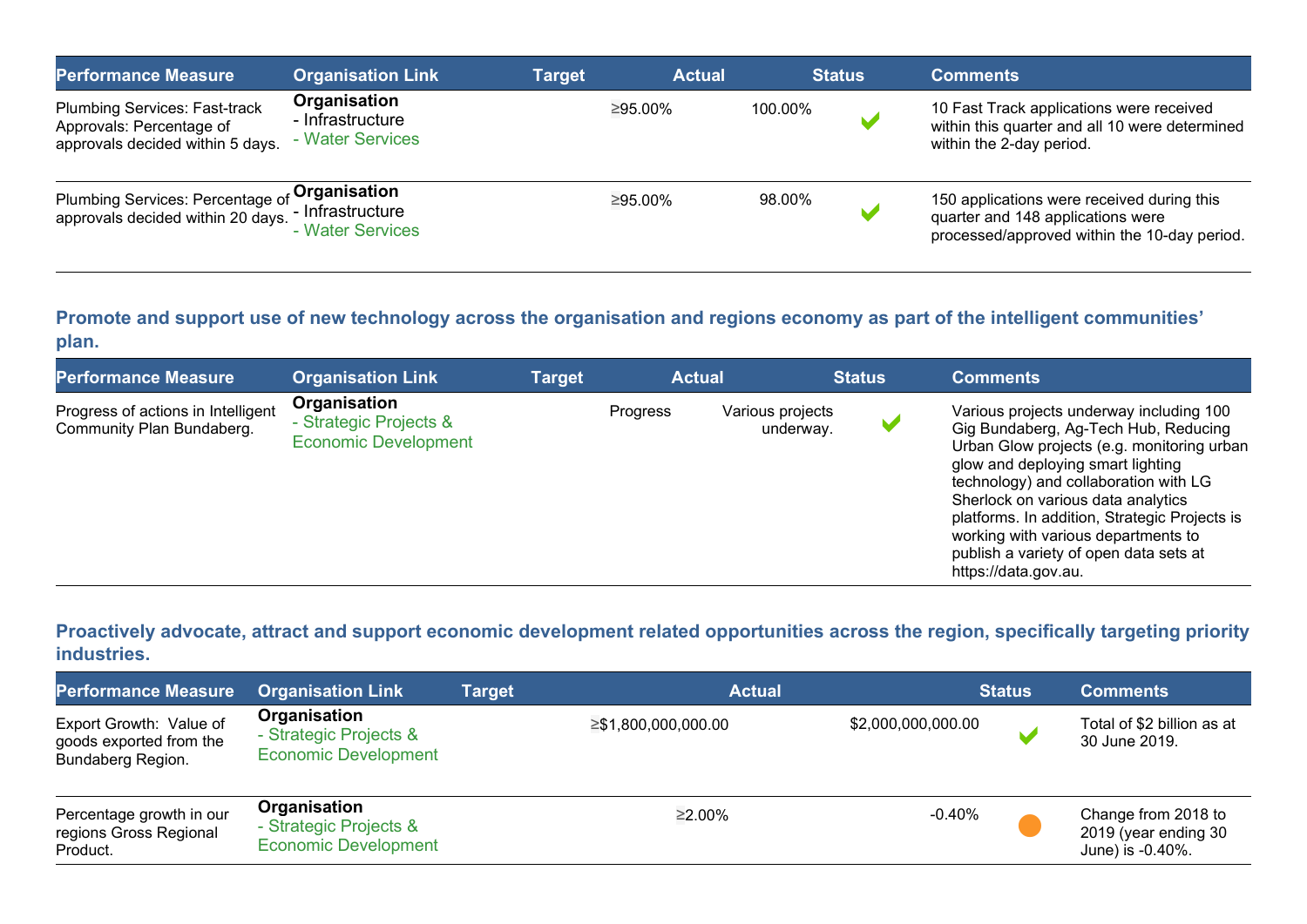| Performance Measure | Organisation Link | Target | Actual | Status | Comments |
| --- | --- | --- | --- | --- | --- |
| Plumbing Services: Fast-track Approvals: Percentage of approvals decided within 5 days. | **Organisation**<br>- Infrastructure<br>- Water Services | ≥95.00% | 100.00% | ✔ | 10 Fast Track applications were received within this quarter and all 10 were determined within the 2-day period. |
| Plumbing Services: Percentage of approvals decided within 20 days. | **Organisation**<br>- Infrastructure<br>- Water Services | ≥95.00% | 98.00% | ✔ | 150 applications were received during this quarter and 148 applications were processed/approved within the 10-day period. |

### Promote and support use of new technology across the organisation and regions economy as part of the intelligent communities' plan.

| Performance Measure | Organisation Link | Target | Actual | Status | Comments |
| --- | --- | --- | --- | --- | --- |
| Progress of actions in Intelligent Community Plan Bundaberg. | **Organisation**<br>- Strategic Projects & Economic Development | Progress | Various projects underway. | ✔ | Various projects underway including 100 Gig Bundaberg, Ag-Tech Hub, Reducing Urban Glow projects (e.g. monitoring urban glow and deploying smart lighting technology) and collaboration with LG Sherlock on various data analytics platforms. In addition, Strategic Projects is working with various departments to publish a variety of open data sets at https://data.gov.au. |

### Proactively advocate, attract and support economic development related opportunities across the region, specifically targeting priority industries.

| Performance Measure | Organisation Link | Target | Actual | Status | Comments |
| --- | --- | --- | --- | --- | --- |
| Export Growth: Value of goods exported from the Bundaberg Region. | **Organisation**<br>- Strategic Projects & Economic Development | ≥$1,800,000,000.00 | $2,000,000,000.00 | ✔ | Total of $2 billion as at 30 June 2019. |
| Percentage growth in our regions Gross Regional Product. | **Organisation**<br>- Strategic Projects & Economic Development | ≥2.00% | -0.40% | ● | Change from 2018 to 2019 (year ending 30 June) is -0.40%. |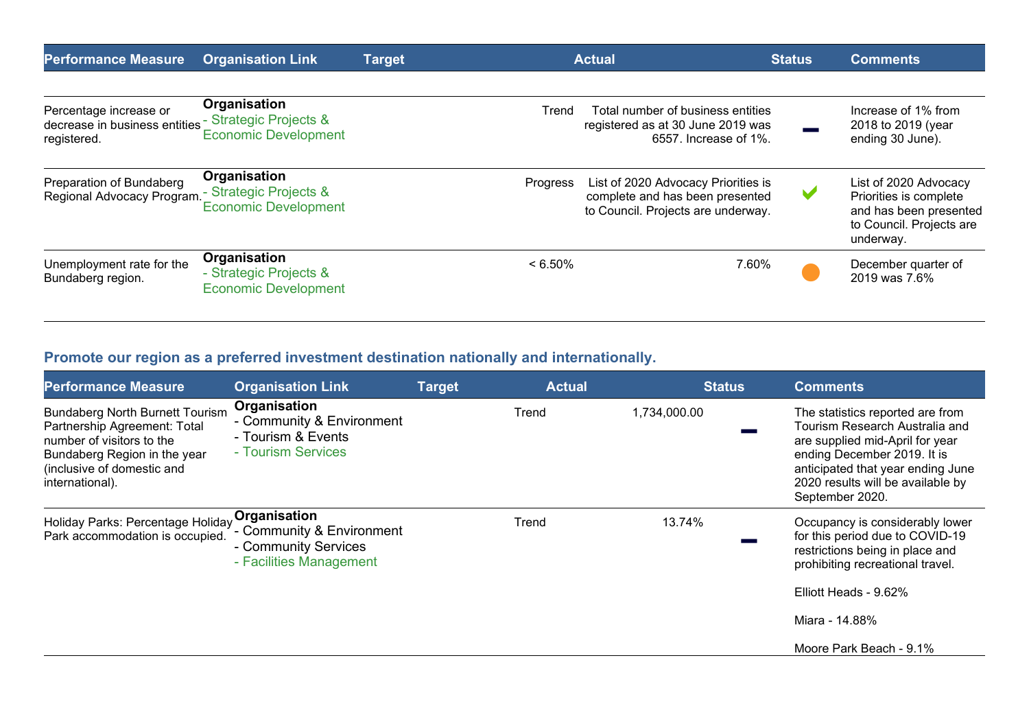| Performance Measure | Organisation Link | Target | Actual | Status | Comments |
|---|---|---|---|---|---|
| Percentage increase or decrease in business entities registered. | **Organisation** - Strategic Projects & Economic Development | Trend | Total number of business entities registered as at 30 June 2019 was 6557. Increase of 1%. | – | Increase of 1% from 2018 to 2019 (year ending 30 June). |
| Preparation of Bundaberg Regional Advocacy Program. | **Organisation** - Strategic Projects & Economic Development | Progress | List of 2020 Advocacy Priorities is complete and has been presented to Council. Projects are underway. | ✔ | List of 2020 Advocacy Priorities is complete and has been presented to Council. Projects are underway. |
| Unemployment rate for the Bundaberg region. | **Organisation** - Strategic Projects & Economic Development | < 6.50% | 7.60% | ● | December quarter of 2019 was 7.6% |

### Promote our region as a preferred investment destination nationally and internationally.

| Performance Measure | Organisation Link | Target | Actual | Status | Comments |
|---|---|---|---|---|---|
| Bundaberg North Burnett Tourism Partnership Agreement: Total number of visitors to the Bundaberg Region in the year (inclusive of domestic and international). | **Organisation** - Community & Environment - Tourism & Events - Tourism Services | Trend | 1,734,000.00 | – | The statistics reported are from Tourism Research Australia and are supplied mid-April for year ending December 2019. It is anticipated that year ending June 2020 results will be available by September 2020. |
| Holiday Parks: Percentage Holiday Park accommodation is occupied. | **Organisation** - Community & Environment - Community Services - Facilities Management | Trend | 13.74% | – | Occupancy is considerably lower for this period due to COVID-19 restrictions being in place and prohibiting recreational travel.<br><br>Elliott Heads - 9.62%<br><br>Miara - 14.88%<br><br>Moore Park Beach - 9.1% |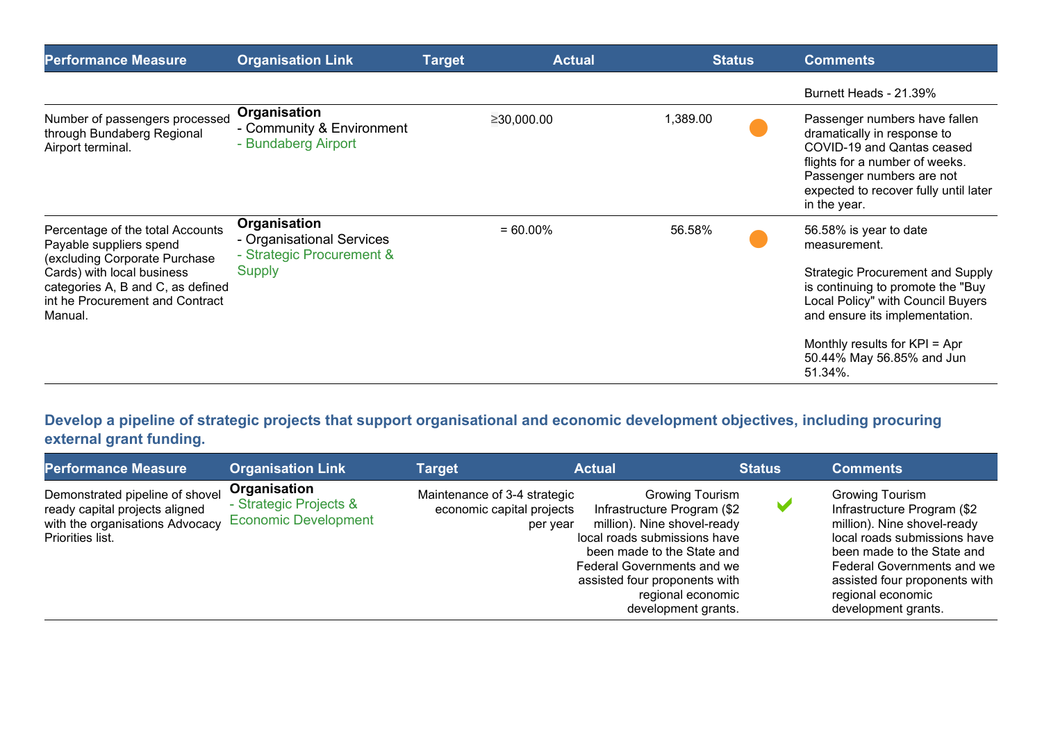| Performance Measure | Organisation Link | Target | Actual | Status | Comments |
|---|---|---|---|---|---|
| | | | | | Burnett Heads - 21.39% |
| Number of passengers processed through Bundaberg Regional Airport terminal. | **Organisation**<br>- Community & Environment<br>- Bundaberg Airport | ≥30,000.00 | 1,389.00 | ● | Passenger numbers have fallen dramatically in response to COVID-19 and Qantas ceased flights for a number of weeks. Passenger numbers are not expected to recover fully until later in the year. |
| Percentage of the total Accounts Payable suppliers spend (excluding Corporate Purchase Cards) with local business categories A, B and C, as defined int he Procurement and Contract Manual. | **Organisation**<br>- Organisational Services<br>- Strategic Procurement & Supply | = 60.00% | 56.58% | ● | 56.58% is year to date measurement.<br><br>Strategic Procurement and Supply is continuing to promote the "Buy Local Policy" with Council Buyers and ensure its implementation.<br><br>Monthly results for KPI = Apr 50.44% May 56.85% and Jun 51.34%. |

### Develop a pipeline of strategic projects that support organisational and economic development objectives, including procuring external grant funding.

| Performance Measure | Organisation Link | Target | Actual | Status | Comments |
|---|---|---|---|---|---|
| Demonstrated pipeline of shovel ready capital projects aligned with the organisations Advocacy Priorities list. | **Organisation**<br>- Strategic Projects & Economic Development | Maintenance of 3-4 strategic economic capital projects per year | Growing Tourism Infrastructure Program ($2 million). Nine shovel-ready local roads submissions have been made to the State and Federal Governments and we assisted four proponents with regional economic development grants. | ✔ | Growing Tourism Infrastructure Program ($2 million). Nine shovel-ready local roads submissions have been made to the State and Federal Governments and we assisted four proponents with regional economic development grants. |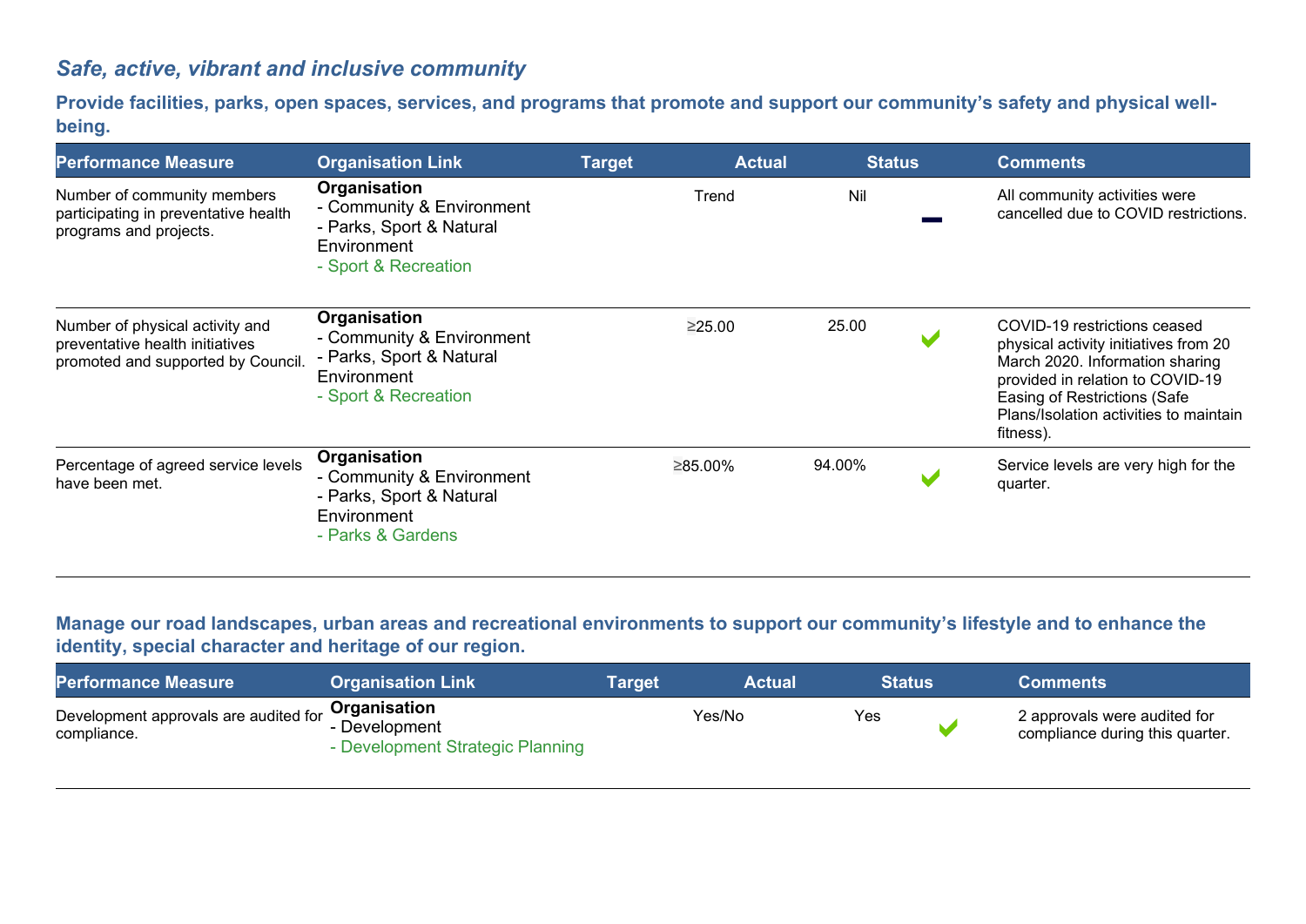## *Safe, active, vibrant and inclusive community*

### Provide facilities, parks, open spaces, services, and programs that promote and support our community's safety and physical well-being.

| Performance Measure | Organisation Link | Target | Actual | Status | Comments |
|---|---|---|---|---|---|
| Number of community members participating in preventative health programs and projects. | **Organisation**<br>- Community & Environment<br>- Parks, Sport & Natural Environment<br>- Sport & Recreation | Trend | Nil | — | All community activities were cancelled due to COVID restrictions. |
| Number of physical activity and preventative health initiatives promoted and supported by Council. | **Organisation**<br>- Community & Environment<br>- Parks, Sport & Natural Environment<br>- Sport & Recreation | ≥25.00 | 25.00 | ✔ | COVID-19 restrictions ceased physical activity initiatives from 20 March 2020. Information sharing provided in relation to COVID-19 Easing of Restrictions (Safe Plans/Isolation activities to maintain fitness). |
| Percentage of agreed service levels have been met. | **Organisation**<br>- Community & Environment<br>- Parks, Sport & Natural Environment<br>- Parks & Gardens | ≥85.00% | 94.00% | ✔ | Service levels are very high for the quarter. |

### Manage our road landscapes, urban areas and recreational environments to support our community's lifestyle and to enhance the identity, special character and heritage of our region.

| Performance Measure | Organisation Link | Target | Actual | Status | Comments |
|---|---|---|---|---|---|
| Development approvals are audited for compliance. | **Organisation**<br>- Development<br>- Development Strategic Planning | Yes/No | Yes | ✔ | 2 approvals were audited for compliance during this quarter. |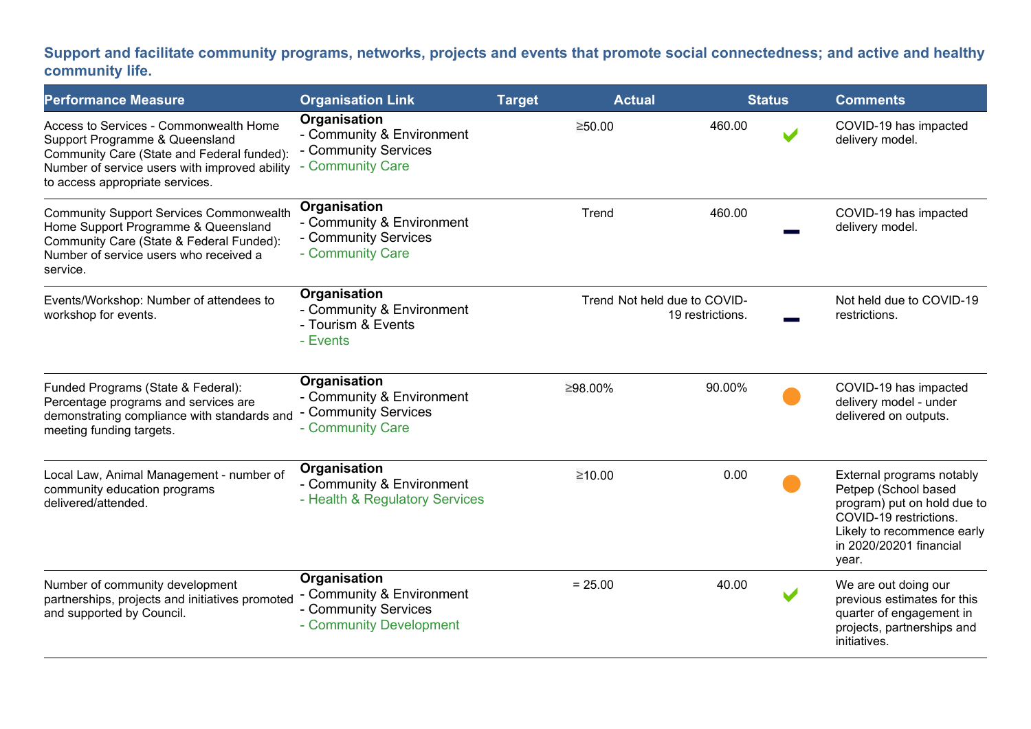### Support and facilitate community programs, networks, projects and events that promote social connectedness; and active and healthy community life.

| Performance Measure | Organisation Link | Target | Actual | Status | Comments |
|---|---|---|---|---|---|
| Access to Services - Commonwealth Home Support Programme & Queensland Community Care (State and Federal funded): Number of service users with improved ability to access appropriate services. | **Organisation**<br>- Community & Environment<br>- Community Services<br>- Community Care | ≥50.00 | 460.00 | ✔ | COVID-19 has impacted delivery model. |
| Community Support Services Commonwealth Home Support Programme & Queensland Community Care (State & Federal Funded): Number of service users who received a service. | **Organisation**<br>- Community & Environment<br>- Community Services<br>- Community Care | Trend | 460.00 | ▬ | COVID-19 has impacted delivery model. |
| Events/Workshop: Number of attendees to workshop for events. | **Organisation**<br>- Community & Environment<br>- Tourism & Events<br>- Events | Trend | Not held due to COVID-19 restrictions. | ▬ | Not held due to COVID-19 restrictions. |
| Funded Programs (State & Federal): Percentage programs and services are demonstrating compliance with standards and meeting funding targets. | **Organisation**<br>- Community & Environment<br>- Community Services<br>- Community Care | ≥98.00% | 90.00% | ● | COVID-19 has impacted delivery model - under delivered on outputs. |
| Local Law, Animal Management - number of community education programs delivered/attended. | **Organisation**<br>- Community & Environment<br>- Health & Regulatory Services | ≥10.00 | 0.00 | ● | External programs notably Petpep (School based program) put on hold due to COVID-19 restrictions. Likely to recommence early in 2020/20201 financial year. |
| Number of community development partnerships, projects and initiatives promoted and supported by Council. | **Organisation**<br>- Community & Environment<br>- Community Services<br>- Community Development | = 25.00 | 40.00 | ✔ | We are out doing our previous estimates for this quarter of engagement in projects, partnerships and initiatives. |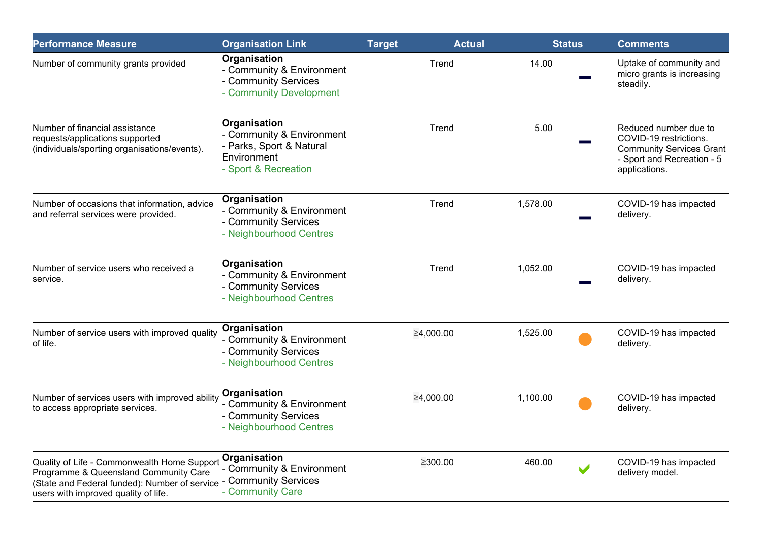| Performance Measure | Organisation Link | Target | Actual | Status | Comments |
| --- | --- | --- | --- | --- | --- |
| Number of community grants provided | **Organisation**<br>- Community & Environment<br>- Community Services<br>- Community Development | Trend | 14.00 | ▬ | Uptake of community and micro grants is increasing steadily. |
| Number of financial assistance requests/applications supported (individuals/sporting organisations/events). | **Organisation**<br>- Community & Environment<br>- Parks, Sport & Natural Environment<br>- Sport & Recreation | Trend | 5.00 | ▬ | Reduced number due to COVID-19 restrictions. Community Services Grant - Sport and Recreation - 5 applications. |
| Number of occasions that information, advice and referral services were provided. | **Organisation**<br>- Community & Environment<br>- Community Services<br>- Neighbourhood Centres | Trend | 1,578.00 | ▬ | COVID-19 has impacted delivery. |
| Number of service users who received a service. | **Organisation**<br>- Community & Environment<br>- Community Services<br>- Neighbourhood Centres | Trend | 1,052.00 | ▬ | COVID-19 has impacted delivery. |
| Number of service users with improved quality of life. | **Organisation**<br>- Community & Environment<br>- Community Services<br>- Neighbourhood Centres | ≥4,000.00 | 1,525.00 | ● | COVID-19 has impacted delivery. |
| Number of services users with improved ability to access appropriate services. | **Organisation**<br>- Community & Environment<br>- Community Services<br>- Neighbourhood Centres | ≥4,000.00 | 1,100.00 | ● | COVID-19 has impacted delivery. |
| Quality of Life - Commonwealth Home Support Programme & Queensland Community Care (State and Federal funded): Number of service users with improved quality of life. | **Organisation**<br>- Community & Environment<br>- Community Services<br>- Community Care | ≥300.00 | 460.00 | ✔ | COVID-19 has impacted delivery model. |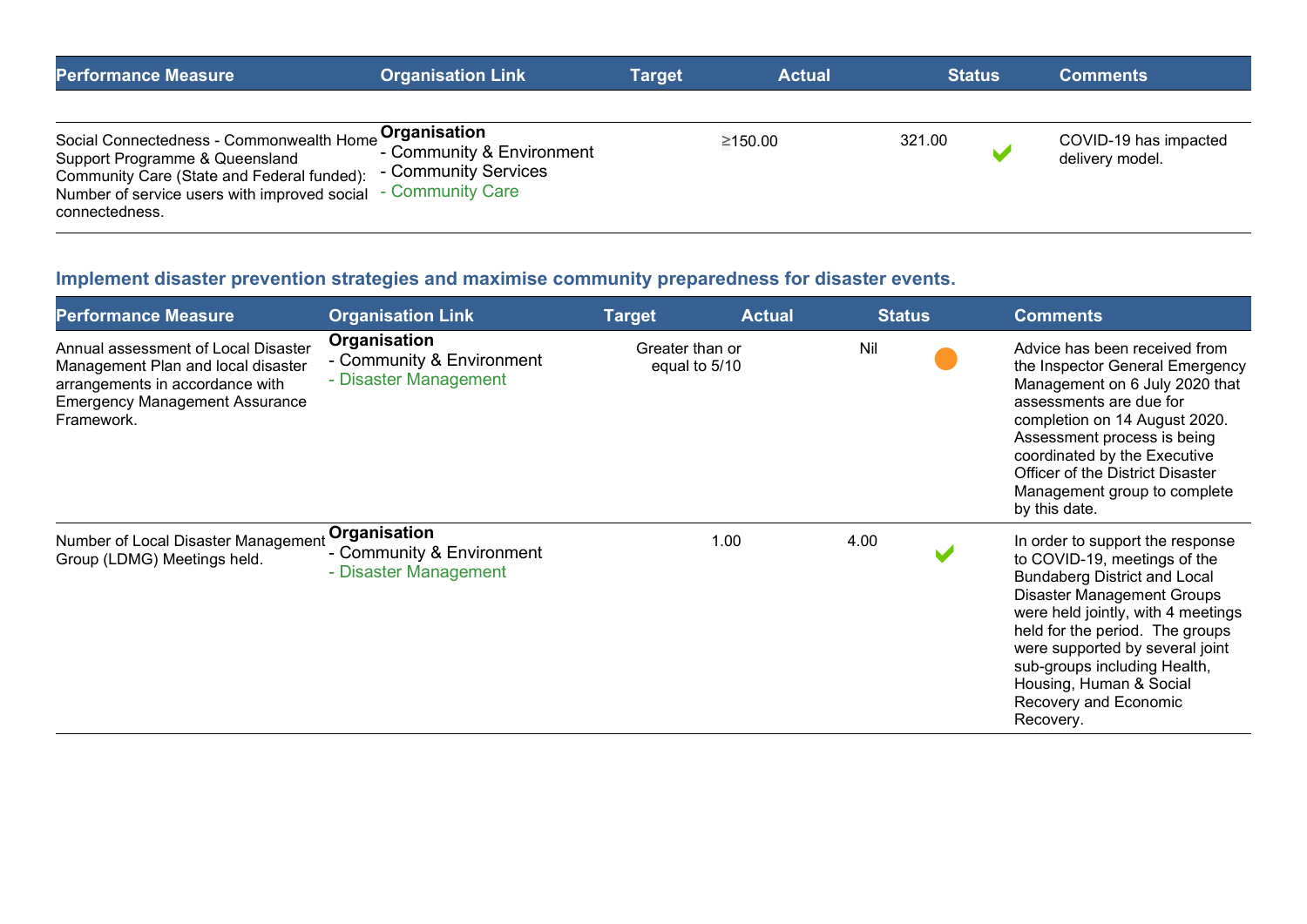| Performance Measure | Organisation Link | Target | Actual | Status | Comments |
|---|---|---|---|---|---|
| Social Connectedness - Commonwealth Home Support Programme & Queensland Community Care (State and Federal funded): Number of service users with improved social connectedness. | **Organisation**<br>- Community & Environment<br>- Community Services<br>- Community Care | ≥150.00 | 321.00 | ✔ | COVID-19 has impacted delivery model. |

### Implement disaster prevention strategies and maximise community preparedness for disaster events.

| Performance Measure | Organisation Link | Target | Actual | Status | Comments |
|---|---|---|---|---|---|
| Annual assessment of Local Disaster Management Plan and local disaster arrangements in accordance with Emergency Management Assurance Framework. | **Organisation**<br>- Community & Environment<br>- Disaster Management | Greater than or equal to 5/10 | Nil | ● | Advice has been received from the Inspector General Emergency Management on 6 July 2020 that assessments are due for completion on 14 August 2020. Assessment process is being coordinated by the Executive Officer of the District Disaster Management group to complete by this date. |
| Number of Local Disaster Management Group (LDMG) Meetings held. | **Organisation**<br>- Community & Environment<br>- Disaster Management | 1.00 | 4.00 | ✔ | In order to support the response to COVID-19, meetings of the Bundaberg District and Local Disaster Management Groups were held jointly, with 4 meetings held for the period. The groups were supported by several joint sub-groups including Health, Housing, Human & Social Recovery and Economic Recovery. |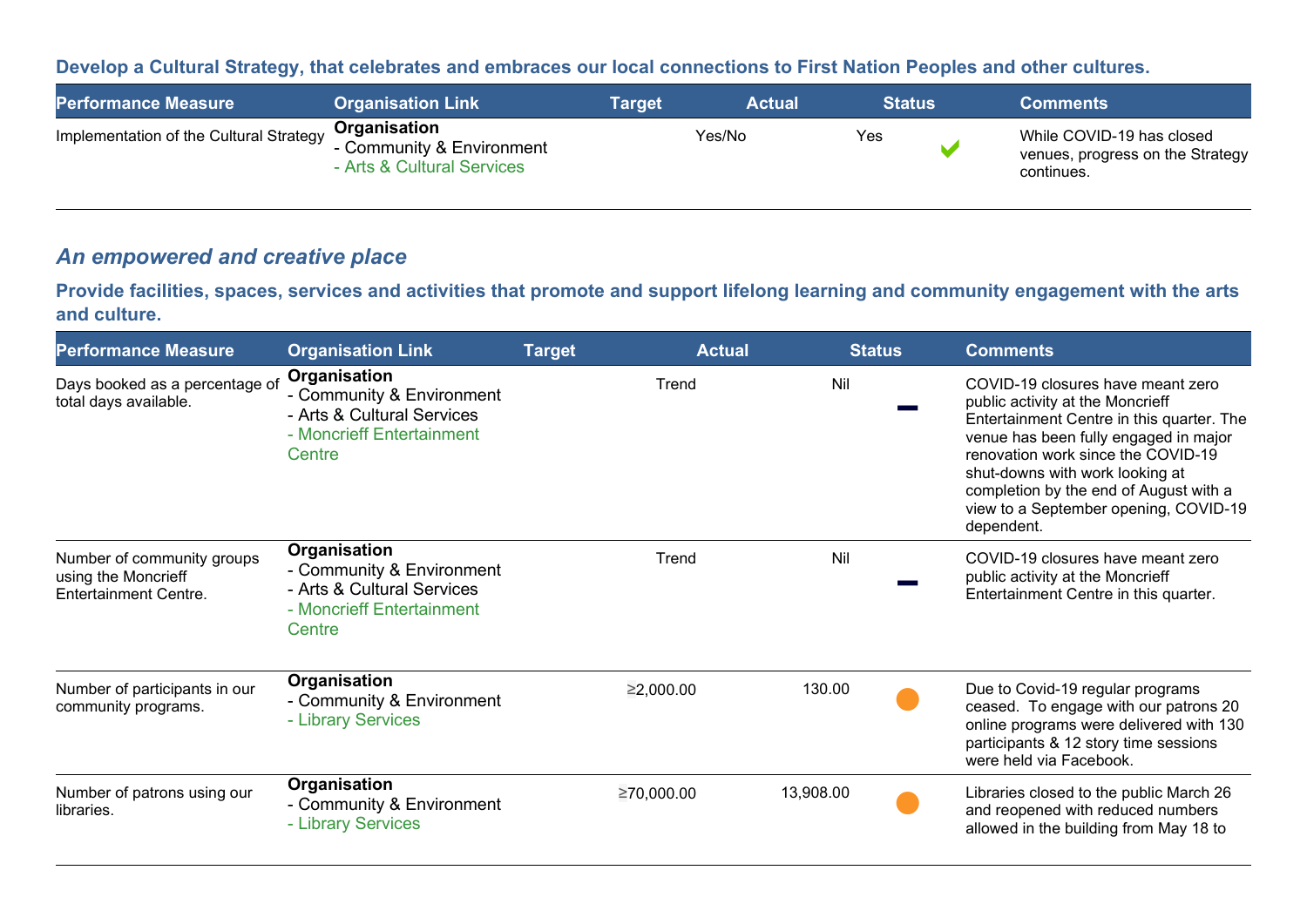### Develop a Cultural Strategy, that celebrates and embraces our local connections to First Nation Peoples and other cultures.

| Performance Measure | Organisation Link | Target | Actual | Status | Comments |
|---|---|---|---|---|---|
| Implementation of the Cultural Strategy | **Organisation**<br>- Community & Environment<br>- Arts & Cultural Services | Yes/No | Yes | ✔ | While COVID-19 has closed venues, progress on the Strategy continues. |

## *An empowered and creative place*

### Provide facilities, spaces, services and activities that promote and support lifelong learning and community engagement with the arts and culture.

| Performance Measure | Organisation Link | Target | Actual | Status | Comments |
|---|---|---|---|---|---|
| Days booked as a percentage of total days available. | **Organisation**<br>- Community & Environment<br>- Arts & Cultural Services<br>- Moncrieff Entertainment Centre | Trend | Nil | — | COVID-19 closures have meant zero public activity at the Moncrieff Entertainment Centre in this quarter. The venue has been fully engaged in major renovation work since the COVID-19 shut-downs with work looking at completion by the end of August with a view to a September opening, COVID-19 dependent. |
| Number of community groups using the Moncrieff Entertainment Centre. | **Organisation**<br>- Community & Environment<br>- Arts & Cultural Services<br>- Moncrieff Entertainment Centre | Trend | Nil | — | COVID-19 closures have meant zero public activity at the Moncrieff Entertainment Centre in this quarter. |
| Number of participants in our community programs. | **Organisation**<br>- Community & Environment<br>- Library Services | ≥2,000.00 | 130.00 | ● | Due to Covid-19 regular programs ceased. To engage with our patrons 20 online programs were delivered with 130 participants & 12 story time sessions were held via Facebook. |
| Number of patrons using our libraries. | **Organisation**<br>- Community & Environment<br>- Library Services | ≥70,000.00 | 13,908.00 | ● | Libraries closed to the public March 26 and reopened with reduced numbers allowed in the building from May 18 to |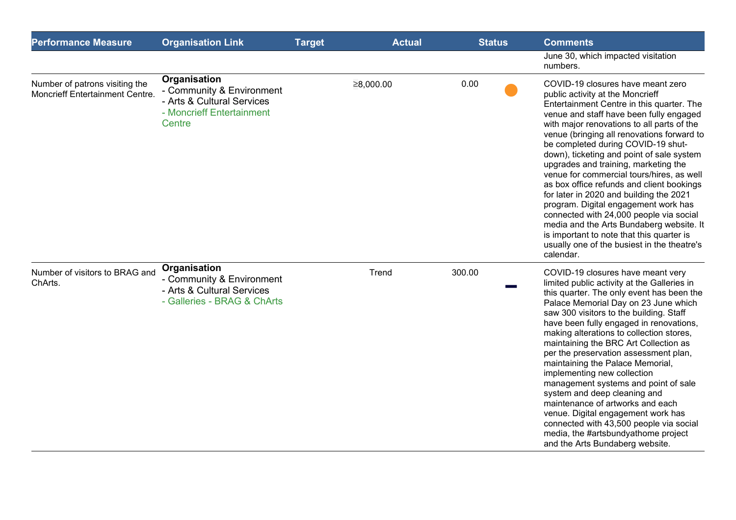| Performance Measure | Organisation Link | Target | Actual | Status | Comments |
|---|---|---|---|---|---|
| | | | | | June 30, which impacted visitation numbers. |
| Number of patrons visiting the Moncrieff Entertainment Centre. | **Organisation**<br>- Community & Environment<br>- Arts & Cultural Services<br>- Moncrieff Entertainment Centre | ≥8,000.00 | 0.00 | ● | COVID-19 closures have meant zero public activity at the Moncrieff Entertainment Centre in this quarter. The venue and staff have been fully engaged with major renovations to all parts of the venue (bringing all renovations forward to be completed during COVID-19 shut-down), ticketing and point of sale system upgrades and training, marketing the venue for commercial tours/hires, as well as box office refunds and client bookings for later in 2020 and building the 2021 program. Digital engagement work has connected with 24,000 people via social media and the Arts Bundaberg website. It is important to note that this quarter is usually one of the busiest in the theatre's calendar. |
| Number of visitors to BRAG and ChArts. | **Organisation**<br>- Community & Environment<br>- Arts & Cultural Services<br>- Galleries - BRAG & ChArts | Trend | 300.00 | — | COVID-19 closures have meant very limited public activity at the Galleries in this quarter. The only event has been the Palace Memorial Day on 23 June which saw 300 visitors to the building. Staff have been fully engaged in renovations, making alterations to collection stores, maintaining the BRC Art Collection as per the preservation assessment plan, maintaining the Palace Memorial, implementing new collection management systems and point of sale system and deep cleaning and maintenance of artworks and each venue. Digital engagement work has connected with 43,500 people via social media, the #artsbundyathome project and the Arts Bundaberg website. |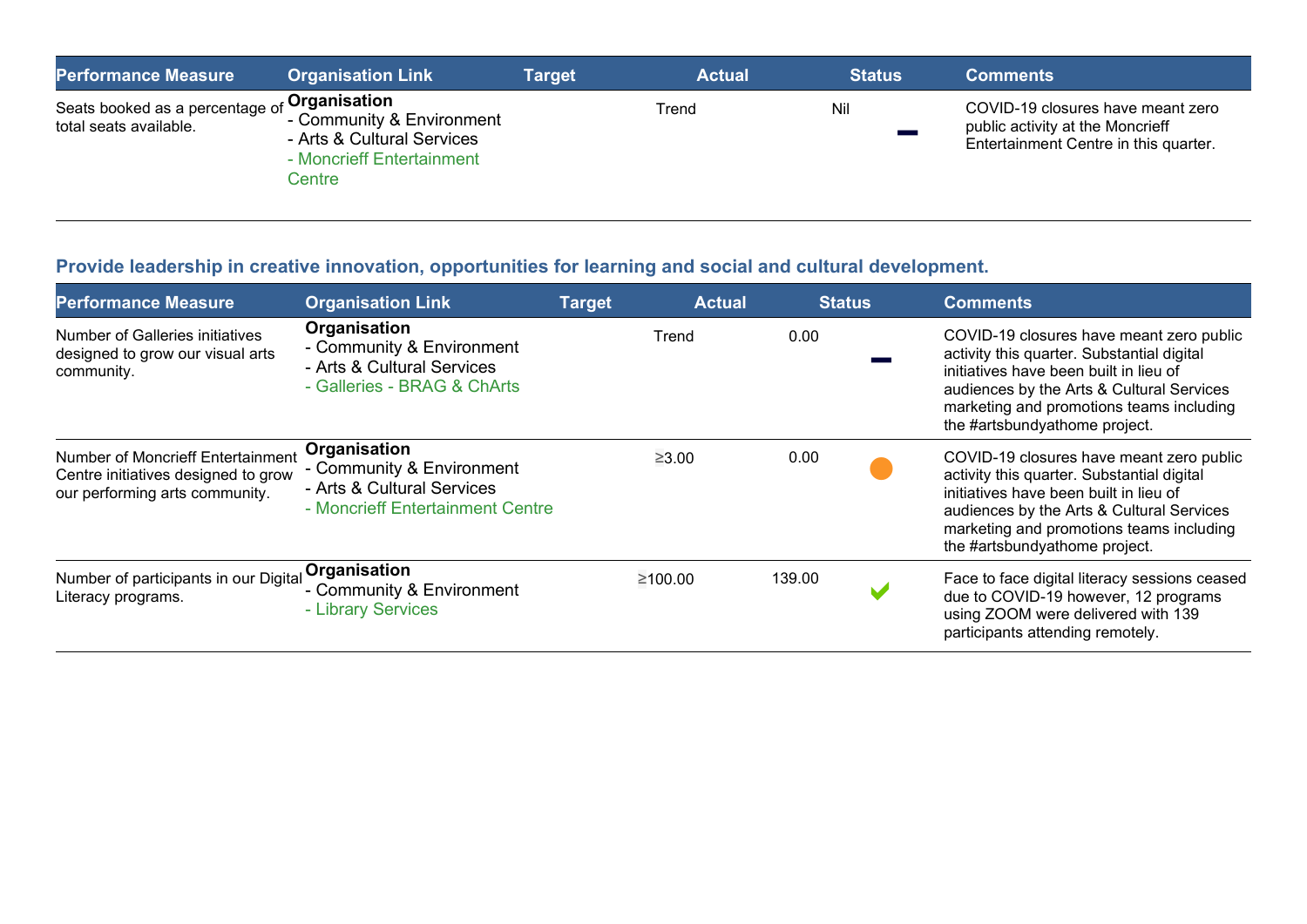| Performance Measure | Organisation Link | Target | Actual | Status | Comments |
| --- | --- | --- | --- | --- | --- |
| Seats booked as a percentage of total seats available. | **Organisation**<br>- Community & Environment<br>- Arts & Cultural Services<br>- Moncrieff Entertainment Centre | Trend | Nil | ▬ | COVID-19 closures have meant zero public activity at the Moncrieff Entertainment Centre in this quarter. |

## Provide leadership in creative innovation, opportunities for learning and social and cultural development.

| Performance Measure | Organisation Link | Target | Actual | Status | Comments |
| --- | --- | --- | --- | --- | --- |
| Number of Galleries initiatives designed to grow our visual arts community. | **Organisation**<br>- Community & Environment<br>- Arts & Cultural Services<br>- Galleries - BRAG & ChArts | Trend | 0.00 | ▬ | COVID-19 closures have meant zero public activity this quarter. Substantial digital initiatives have been built in lieu of audiences by the Arts & Cultural Services marketing and promotions teams including the #artsbundyathome project. |
| Number of Moncrieff Entertainment Centre initiatives designed to grow our performing arts community. | **Organisation**<br>- Community & Environment<br>- Arts & Cultural Services<br>- Moncrieff Entertainment Centre | ≥3.00 | 0.00 | ● | COVID-19 closures have meant zero public activity this quarter. Substantial digital initiatives have been built in lieu of audiences by the Arts & Cultural Services marketing and promotions teams including the #artsbundyathome project. |
| Number of participants in our Digital Literacy programs. | **Organisation**<br>- Community & Environment<br>- Library Services | ≥100.00 | 139.00 | ✔ | Face to face digital literacy sessions ceased due to COVID-19 however, 12 programs using ZOOM were delivered with 139 participants attending remotely. |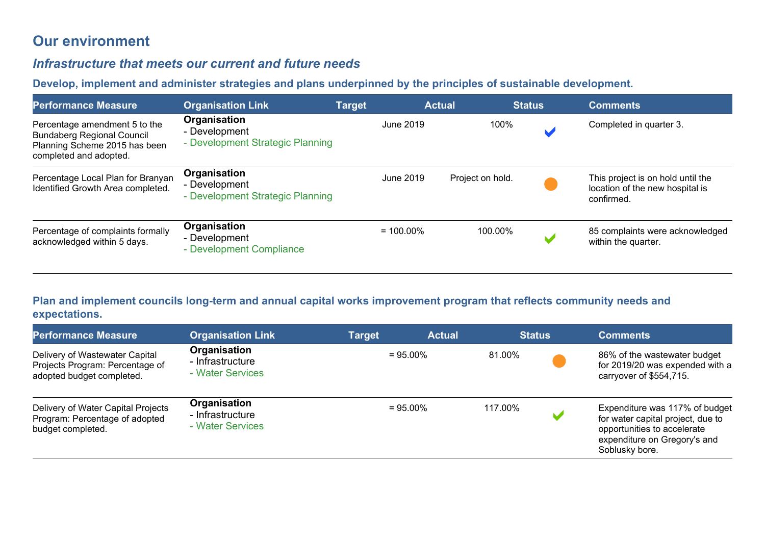## Our environment

### *Infrastructure that meets our current and future needs*

#### Develop, implement and administer strategies and plans underpinned by the principles of sustainable development.

| Performance Measure | Organisation Link | Target | Actual | Status | Comments |
|---|---|---|---|---|---|
| Percentage amendment 5 to the Bundaberg Regional Council Planning Scheme 2015 has been completed and adopted. | **Organisation**<br>- Development<br>- Development Strategic Planning | June 2019 | 100% | ✔ | Completed in quarter 3. |
| Percentage Local Plan for Branyan Identified Growth Area completed. | **Organisation**<br>- Development<br>- Development Strategic Planning | June 2019 | Project on hold. | ● | This project is on hold until the location of the new hospital is confirmed. |
| Percentage of complaints formally acknowledged within 5 days. | **Organisation**<br>- Development<br>- Development Compliance | = 100.00% | 100.00% | ✔ | 85 complaints were acknowledged within the quarter. |

#### Plan and implement councils long-term and annual capital works improvement program that reflects community needs and expectations.

| Performance Measure | Organisation Link | Target | Actual | Status | Comments |
|---|---|---|---|---|---|
| Delivery of Wastewater Capital Projects Program: Percentage of adopted budget completed. | **Organisation**<br>- Infrastructure<br>- Water Services | = 95.00% | 81.00% | ● | 86% of the wastewater budget for 2019/20 was expended with a carryover of $554,715. |
| Delivery of Water Capital Projects Program: Percentage of adopted budget completed. | **Organisation**<br>- Infrastructure<br>- Water Services | = 95.00% | 117.00% | ✔ | Expenditure was 117% of budget for water capital project, due to opportunities to accelerate expenditure on Gregory's and Soblusky bore. |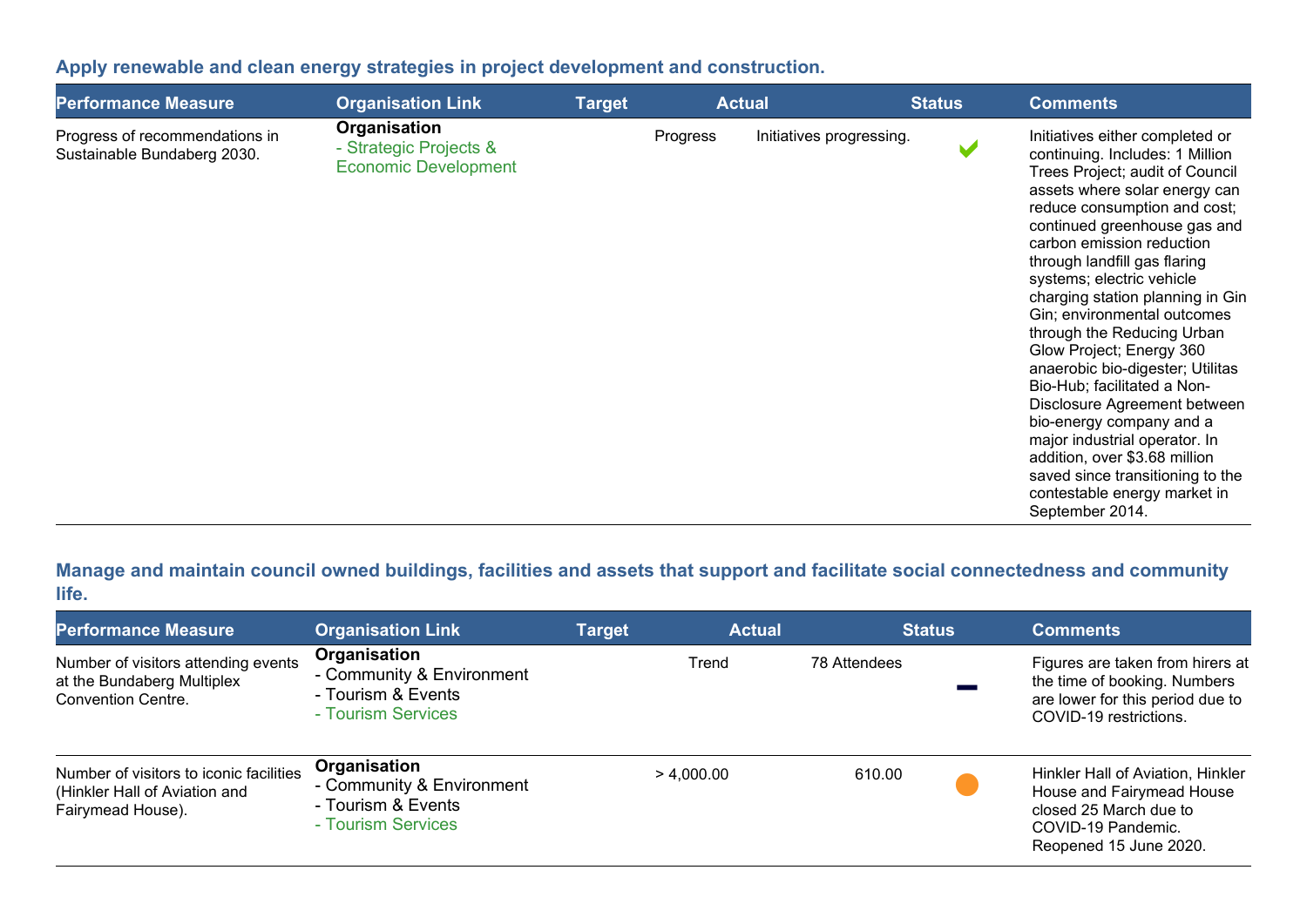## Apply renewable and clean energy strategies in project development and construction.

| Performance Measure | Organisation Link | Target | Actual | Status | Comments |
|---|---|---|---|---|---|
| Progress of recommendations in Sustainable Bundaberg 2030. | **Organisation**<br>- Strategic Projects & Economic Development | Progress | Initiatives progressing. | ✔ | Initiatives either completed or continuing. Includes: 1 Million Trees Project; audit of Council assets where solar energy can reduce consumption and cost; continued greenhouse gas and carbon emission reduction through landfill gas flaring systems; electric vehicle charging station planning in Gin Gin; environmental outcomes through the Reducing Urban Glow Project; Energy 360 anaerobic bio-digester; Utilitas Bio-Hub; facilitated a Non-Disclosure Agreement between bio-energy company and a major industrial operator. In addition, over $3.68 million saved since transitioning to the contestable energy market in September 2014. |

## Manage and maintain council owned buildings, facilities and assets that support and facilitate social connectedness and community life.

| Performance Measure | Organisation Link | Target | Actual | Status | Comments |
|---|---|---|---|---|---|
| Number of visitors attending events at the Bundaberg Multiplex Convention Centre. | **Organisation**<br>- Community & Environment<br>- Tourism & Events<br>- Tourism Services | Trend | 78 Attendees | – | Figures are taken from hirers at the time of booking. Numbers are lower for this period due to COVID-19 restrictions. |
| Number of visitors to iconic facilities (Hinkler Hall of Aviation and Fairymead House). | **Organisation**<br>- Community & Environment<br>- Tourism & Events<br>- Tourism Services | > 4,000.00 | 610.00 | ● | Hinkler Hall of Aviation, Hinkler House and Fairymead House closed 25 March due to COVID-19 Pandemic. Reopened 15 June 2020. |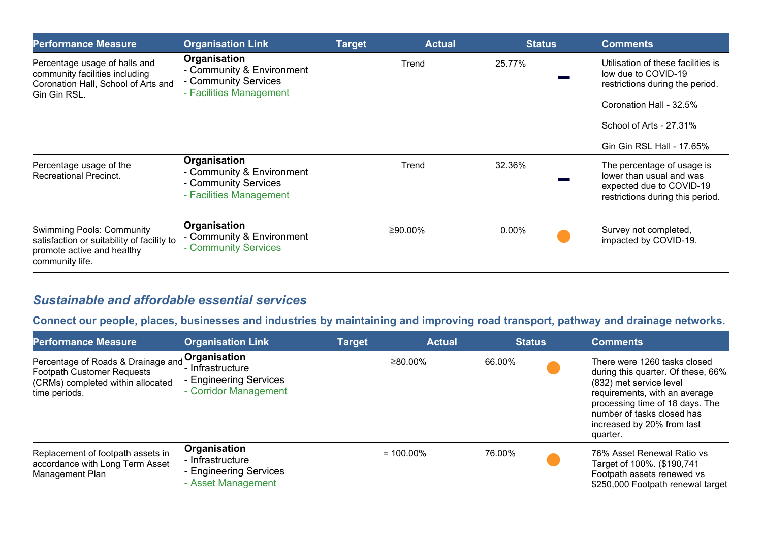| Performance Measure | Organisation Link | Target | Actual | Status | Comments |
|---|---|---|---|---|---|
| Percentage usage of halls and community facilities including Coronation Hall, School of Arts and Gin Gin RSL. | **Organisation**<br>- Community & Environment<br>- Community Services<br>- Facilities Management | Trend | 25.77% | — | Utilisation of these facilities is low due to COVID-19 restrictions during the period.<br><br>Coronation Hall - 32.5%<br><br>School of Arts - 27.31%<br><br>Gin Gin RSL Hall - 17.65% |
| Percentage usage of the Recreational Precinct. | **Organisation**<br>- Community & Environment<br>- Community Services<br>- Facilities Management | Trend | 32.36% | — | The percentage of usage is lower than usual and was expected due to COVID-19 restrictions during this period. |
| Swimming Pools: Community satisfaction or suitability of facility to promote active and healthy community life. | **Organisation**<br>- Community & Environment<br>- Community Services | ≥90.00% | 0.00% | ● | Survey not completed, impacted by COVID-19. |

## *Sustainable and affordable essential services*

### Connect our people, places, businesses and industries by maintaining and improving road transport, pathway and drainage networks.

| Performance Measure | Organisation Link | Target | Actual | Status | Comments |
|---|---|---|---|---|---|
| Percentage of Roads & Drainage and Footpath Customer Requests (CRMs) completed within allocated time periods. | **Organisation**<br>- Infrastructure<br>- Engineering Services<br>- Corridor Management | ≥80.00% | 66.00% | ● | There were 1260 tasks closed during this quarter. Of these, 66% (832) met service level requirements, with an average processing time of 18 days. The number of tasks closed has increased by 20% from last quarter. |
| Replacement of footpath assets in accordance with Long Term Asset Management Plan | **Organisation**<br>- Infrastructure<br>- Engineering Services<br>- Asset Management | = 100.00% | 76.00% | ● | 76% Asset Renewal Ratio vs Target of 100%. ($190,741 Footpath assets renewed vs $250,000 Footpath renewal target |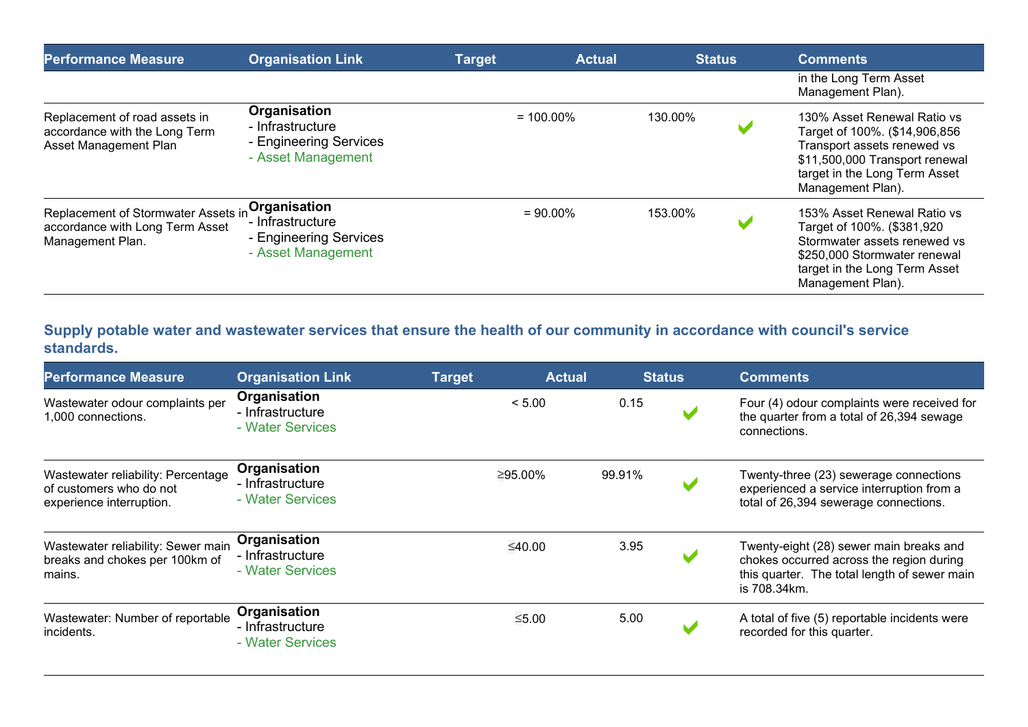| Performance Measure | Organisation Link | Target | Actual | Status | Comments |
|---|---|---|---|---|---|
| | | | | | in the Long Term Asset Management Plan). |
| Replacement of road assets in accordance with the Long Term Asset Management Plan | **Organisation** - Infrastructure - Engineering Services - Asset Management | = 100.00% | 130.00% | ✔ | 130% Asset Renewal Ratio vs Target of 100%. ($14,906,856 Transport assets renewed vs $11,500,000 Transport renewal target in the Long Term Asset Management Plan). |
| Replacement of Stormwater Assets in accordance with Long Term Asset Management Plan. | **Organisation** - Infrastructure - Engineering Services - Asset Management | = 90.00% | 153.00% | ✔ | 153% Asset Renewal Ratio vs Target of 100%. ($381,920 Stormwater assets renewed vs $250,000 Stormwater renewal target in the Long Term Asset Management Plan). |

### Supply potable water and wastewater services that ensure the health of our community in accordance with council's service standards.

| Performance Measure | Organisation Link | Target | Actual | Status | Comments |
|---|---|---|---|---|---|
| Wastewater odour complaints per 1,000 connections. | **Organisation** - Infrastructure - Water Services | < 5.00 | 0.15 | ✔ | Four (4) odour complaints were received for the quarter from a total of 26,394 sewage connections. |
| Wastewater reliability: Percentage of customers who do not experience interruption. | **Organisation** - Infrastructure - Water Services | ≥95.00% | 99.91% | ✔ | Twenty-three (23) sewerage connections experienced a service interruption from a total of 26,394 sewerage connections. |
| Wastewater reliability: Sewer main breaks and chokes per 100km of mains. | **Organisation** - Infrastructure - Water Services | ≤40.00 | 3.95 | ✔ | Twenty-eight (28) sewer main breaks and chokes occurred across the region during this quarter. The total length of sewer main is 708.34km. |
| Wastewater: Number of reportable incidents. | **Organisation** - Infrastructure - Water Services | ≤5.00 | 5.00 | ✔ | A total of five (5) reportable incidents were recorded for this quarter. |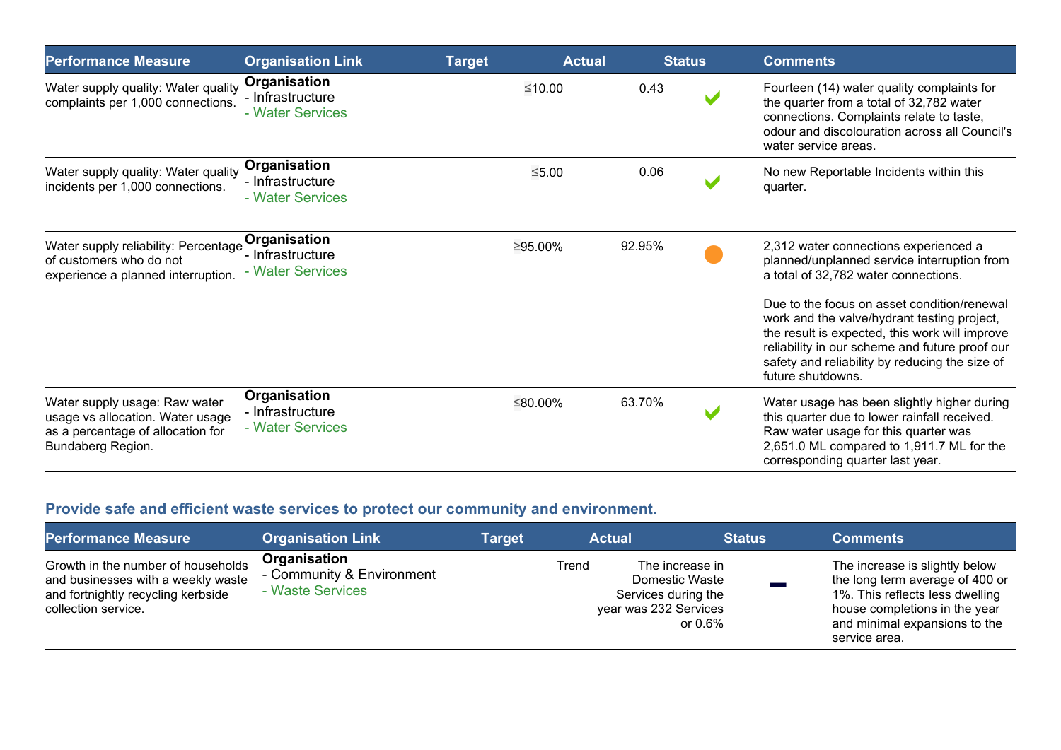| Performance Measure | Organisation Link | Target | Actual | Status | Comments |
| --- | --- | --- | --- | --- | --- |
| Water supply quality: Water quality complaints per 1,000 connections. | **Organisation**<br>- Infrastructure<br>- Water Services | ≤10.00 | 0.43 | ✔ | Fourteen (14) water quality complaints for the quarter from a total of 32,782 water connections. Complaints relate to taste, odour and discolouration across all Council's water service areas. |
| Water supply quality: Water quality incidents per 1,000 connections. | **Organisation**<br>- Infrastructure<br>- Water Services | ≤5.00 | 0.06 | ✔ | No new Reportable Incidents within this quarter. |
| Water supply reliability: Percentage of customers who do not experience a planned interruption. | **Organisation**<br>- Infrastructure<br>- Water Services | ≥95.00% | 92.95% | ● | 2,312 water connections experienced a planned/unplanned service interruption from a total of 32,782 water connections.<br><br>Due to the focus on asset condition/renewal work and the valve/hydrant testing project, the result is expected, this work will improve reliability in our scheme and future proof our safety and reliability by reducing the size of future shutdowns. |
| Water supply usage: Raw water usage vs allocation. Water usage as a percentage of allocation for Bundaberg Region. | **Organisation**<br>- Infrastructure<br>- Water Services | ≤80.00% | 63.70% | ✔ | Water usage has been slightly higher during this quarter due to lower rainfall received. Raw water usage for this quarter was 2,651.0 ML compared to 1,911.7 ML for the corresponding quarter last year. |

## Provide safe and efficient waste services to protect our community and environment.

| Performance Measure | Organisation Link | Target | Actual | Status | Comments |
| --- | --- | --- | --- | --- | --- |
| Growth in the number of households and businesses with a weekly waste and fortnightly recycling kerbside collection service. | **Organisation**<br>- Community & Environment<br>- Waste Services | Trend | The increase in Domestic Waste Services during the year was 232 Services or 0.6% | ━ | The increase is slightly below the long term average of 400 or 1%. This reflects less dwelling house completions in the year and minimal expansions to the service area. |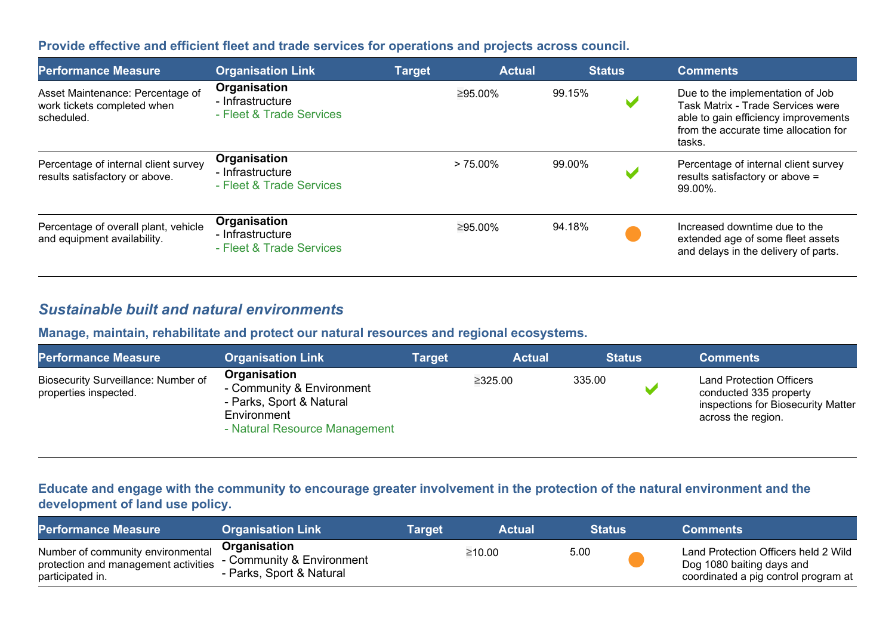### Provide effective and efficient fleet and trade services for operations and projects across council.

| Performance Measure | Organisation Link | Target | Actual | Status | Comments |
| --- | --- | --- | --- | --- | --- |
| Asset Maintenance: Percentage of work tickets completed when scheduled. | **Organisation**<br>- Infrastructure<br>- Fleet & Trade Services | ≥95.00% | 99.15% | ✔ | Due to the implementation of Job Task Matrix - Trade Services were able to gain efficiency improvements from the accurate time allocation for tasks. |
| Percentage of internal client survey results satisfactory or above. | **Organisation**<br>- Infrastructure<br>- Fleet & Trade Services | > 75.00% | 99.00% | ✔ | Percentage of internal client survey results satisfactory or above = 99.00%. |
| Percentage of overall plant, vehicle and equipment availability. | **Organisation**<br>- Infrastructure<br>- Fleet & Trade Services | ≥95.00% | 94.18% | ● | Increased downtime due to the extended age of some fleet assets and delays in the delivery of parts. |

## *Sustainable built and natural environments*

### Manage, maintain, rehabilitate and protect our natural resources and regional ecosystems.

| Performance Measure | Organisation Link | Target | Actual | Status | Comments |
| --- | --- | --- | --- | --- | --- |
| Biosecurity Surveillance: Number of properties inspected. | **Organisation**<br>- Community & Environment<br>- Parks, Sport & Natural Environment<br>- Natural Resource Management | ≥325.00 | 335.00 | ✔ | Land Protection Officers conducted 335 property inspections for Biosecurity Matter across the region. |

### Educate and engage with the community to encourage greater involvement in the protection of the natural environment and the development of land use policy.

| Performance Measure | Organisation Link | Target | Actual | Status | Comments |
| --- | --- | --- | --- | --- | --- |
| Number of community environmental protection and management activities participated in. | **Organisation**<br>- Community & Environment<br>- Parks, Sport & Natural | ≥10.00 | 5.00 | ● | Land Protection Officers held 2 Wild Dog 1080 baiting days and coordinated a pig control program at |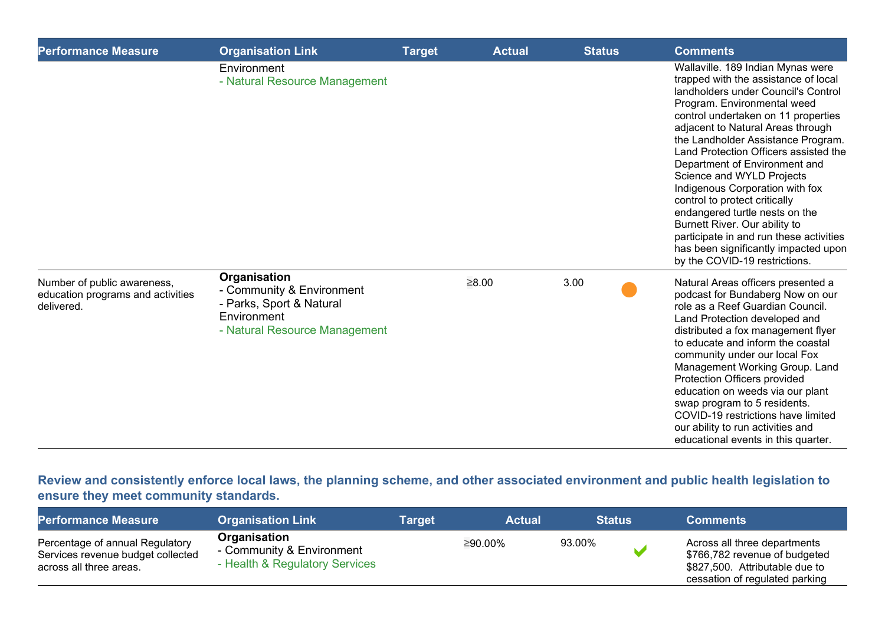| Performance Measure | Organisation Link | Target | Actual | Status | Comments |
|---|---|---|---|---|---|
| | Environment<br>- Natural Resource Management | | | | Wallaville. 189 Indian Mynas were trapped with the assistance of local landholders under Council's Control Program. Environmental weed control undertaken on 11 properties adjacent to Natural Areas through the Landholder Assistance Program. Land Protection Officers assisted the Department of Environment and Science and WYLD Projects Indigenous Corporation with fox control to protect critically endangered turtle nests on the Burnett River. Our ability to participate in and run these activities has been significantly impacted upon by the COVID-19 restrictions. |
| Number of public awareness, education programs and activities delivered. | **Organisation**<br>- Community & Environment<br>- Parks, Sport & Natural Environment<br>- Natural Resource Management | ≥8.00 | 3.00 | ● | Natural Areas officers presented a podcast for Bundaberg Now on our role as a Reef Guardian Council. Land Protection developed and distributed a fox management flyer to educate and inform the coastal community under our local Fox Management Working Group. Land Protection Officers provided education on weeds via our plant swap program to 5 residents. COVID-19 restrictions have limited our ability to run activities and educational events in this quarter. |

## Review and consistently enforce local laws, the planning scheme, and other associated environment and public health legislation to ensure they meet community standards.

| Performance Measure | Organisation Link | Target | Actual | Status | Comments |
|---|---|---|---|---|---|
| Percentage of annual Regulatory Services revenue budget collected across all three areas. | **Organisation**<br>- Community & Environment<br>- Health & Regulatory Services | ≥90.00% | 93.00% | ✔ | Across all three departments $766,782 revenue of budgeted $827,500. Attributable due to cessation of regulated parking |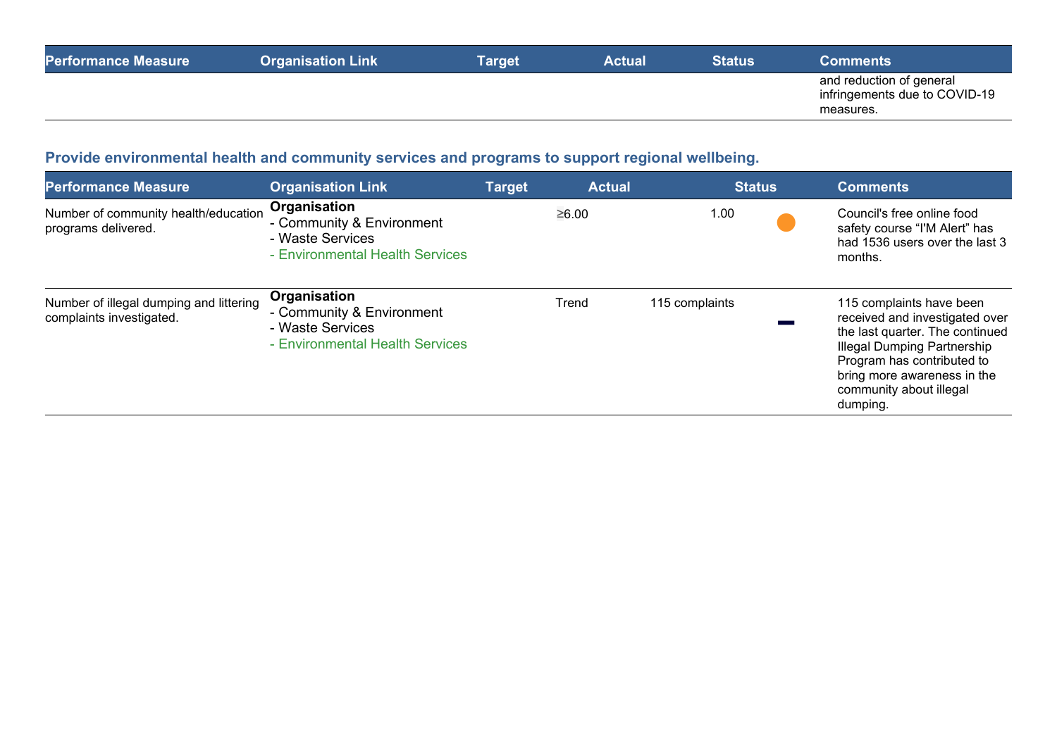| Performance Measure | Organisation Link | Target | Actual | Status | Comments |
| --- | --- | --- | --- | --- | --- |
| | | | | | and reduction of general infringements due to COVID-19 measures. |

### Provide environmental health and community services and programs to support regional wellbeing.

| Performance Measure | Organisation Link | Target | Actual | Status | Comments |
| --- | --- | --- | --- | --- | --- |
| Number of community health/education programs delivered. | **Organisation**<br>- Community & Environment<br>- Waste Services<br>- Environmental Health Services | ≥6.00 | 1.00 | | Council's free online food safety course “I'M Alert” has had 1536 users over the last 3 months. |
| Number of illegal dumping and littering complaints investigated. | **Organisation**<br>- Community & Environment<br>- Waste Services<br>- Environmental Health Services | Trend | 115 complaints | | 115 complaints have been received and investigated over the last quarter. The continued Illegal Dumping Partnership Program has contributed to bring more awareness in the community about illegal dumping. |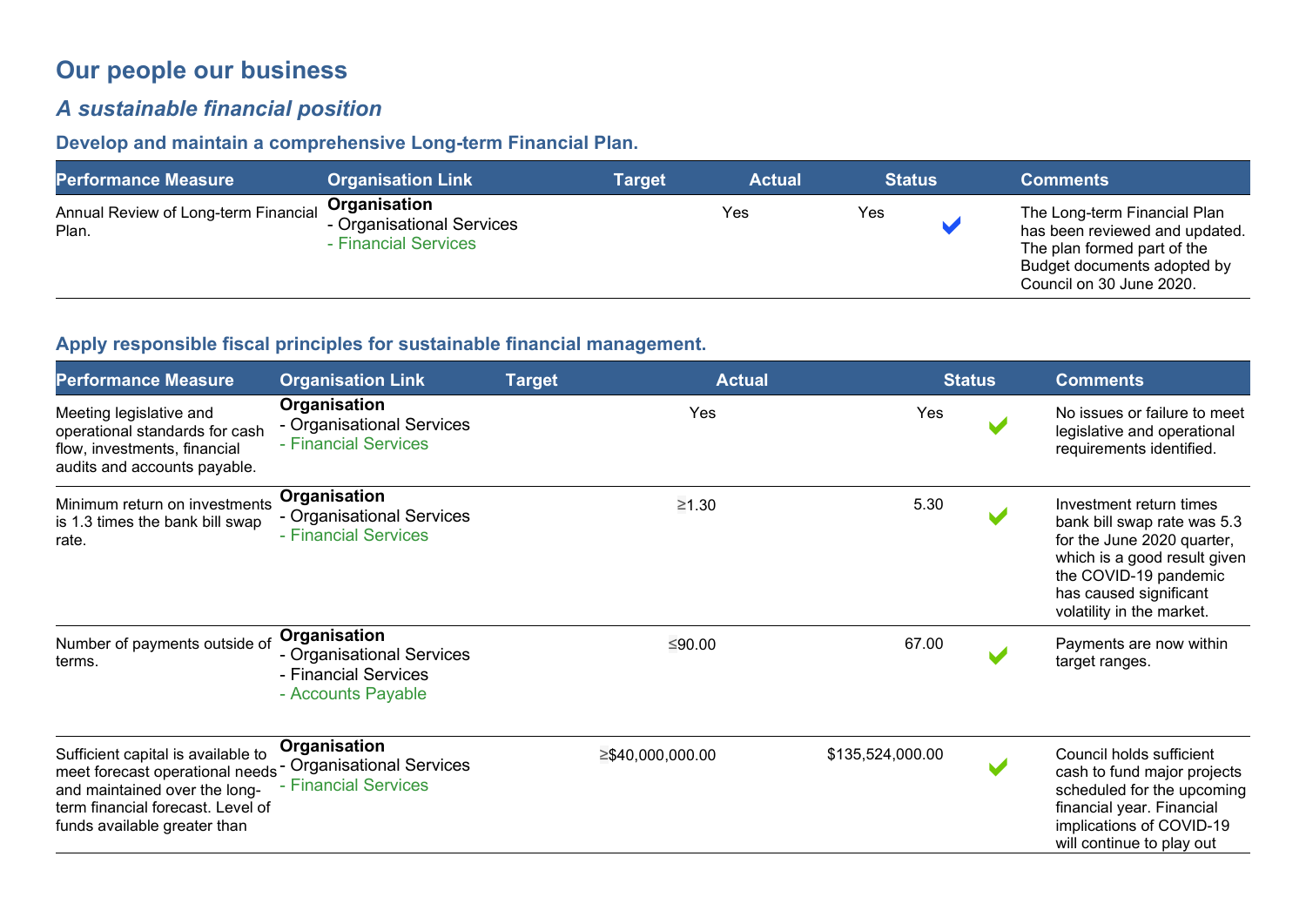# Our people our business

## *A sustainable financial position*

### Develop and maintain a comprehensive Long-term Financial Plan.

| Performance Measure | Organisation Link | Target | Actual | Status | Comments |
|---|---|---|---|---|---|
| Annual Review of Long-term Financial Plan. | **Organisation**<br>- Organisational Services<br>- Financial Services | Yes | Yes | ✔ | The Long-term Financial Plan has been reviewed and updated. The plan formed part of the Budget documents adopted by Council on 30 June 2020. |

### Apply responsible fiscal principles for sustainable financial management.

| Performance Measure | Organisation Link | Target | Actual | Status | Comments |
|---|---|---|---|---|---|
| Meeting legislative and operational standards for cash flow, investments, financial audits and accounts payable. | **Organisation**<br>- Organisational Services<br>- Financial Services | Yes | Yes | ✔ | No issues or failure to meet legislative and operational requirements identified. |
| Minimum return on investments is 1.3 times the bank bill swap rate. | **Organisation**<br>- Organisational Services<br>- Financial Services | ≥1.30 | 5.30 | ✔ | Investment return times bank bill swap rate was 5.3 for the June 2020 quarter, which is a good result given the COVID-19 pandemic has caused significant volatility in the market. |
| Number of payments outside of terms. | **Organisation**<br>- Organisational Services<br>- Financial Services<br>- Accounts Payable | ≤90.00 | 67.00 | ✔ | Payments are now within target ranges. |
| Sufficient capital is available to meet forecast operational needs and maintained over the long-term financial forecast. Level of funds available greater than | **Organisation**<br>- Organisational Services<br>- Financial Services | ≥$40,000,000.00 | $135,524,000.00 | ✔ | Council holds sufficient cash to fund major projects scheduled for the upcoming financial year. Financial implications of COVID-19 will continue to play out |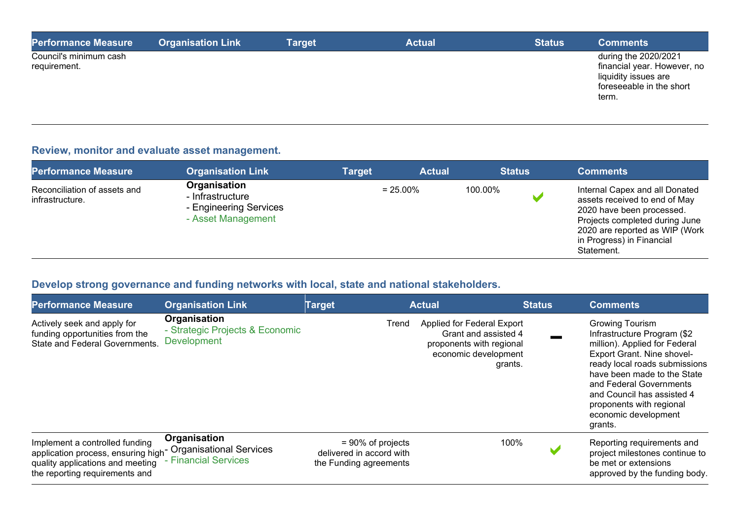| Performance Measure | Organisation Link | Target | Actual | Status | Comments |
|---|---|---|---|---|---|
| Council's minimum cash requirement. | | | | | during the 2020/2021 financial year. However, no liquidity issues are foreseeable in the short term. |

## Review, monitor and evaluate asset management.

| Performance Measure | Organisation Link | Target | Actual | Status | Comments |
|---|---|---|---|---|---|
| Reconciliation of assets and infrastructure. | **Organisation**<br>- Infrastructure<br>- Engineering Services<br>- Asset Management | = 25.00% | 100.00% | ✔ | Internal Capex and all Donated assets received to end of May 2020 have been processed. Projects completed during June 2020 are reported as WIP (Work in Progress) in Financial Statement. |

## Develop strong governance and funding networks with local, state and national stakeholders.

| Performance Measure | Organisation Link | Target | Actual | Status | Comments |
|---|---|---|---|---|---|
| Actively seek and apply for funding opportunities from the State and Federal Governments. | **Organisation**<br>- Strategic Projects & Economic Development | Trend | Applied for Federal Export Grant and assisted 4 proponents with regional economic development grants. | ▬ | Growing Tourism Infrastructure Program ($2 million). Applied for Federal Export Grant. Nine shovel-ready local roads submissions have been made to the State and Federal Governments and Council has assisted 4 proponents with regional economic development grants. |
| Implement a controlled funding application process, ensuring high quality applications and meeting the reporting requirements and | **Organisation**<br>- Organisational Services<br>- Financial Services | = 90% of projects delivered in accord with the Funding agreements | 100% | ✔ | Reporting requirements and project milestones continue to be met or extensions approved by the funding body. |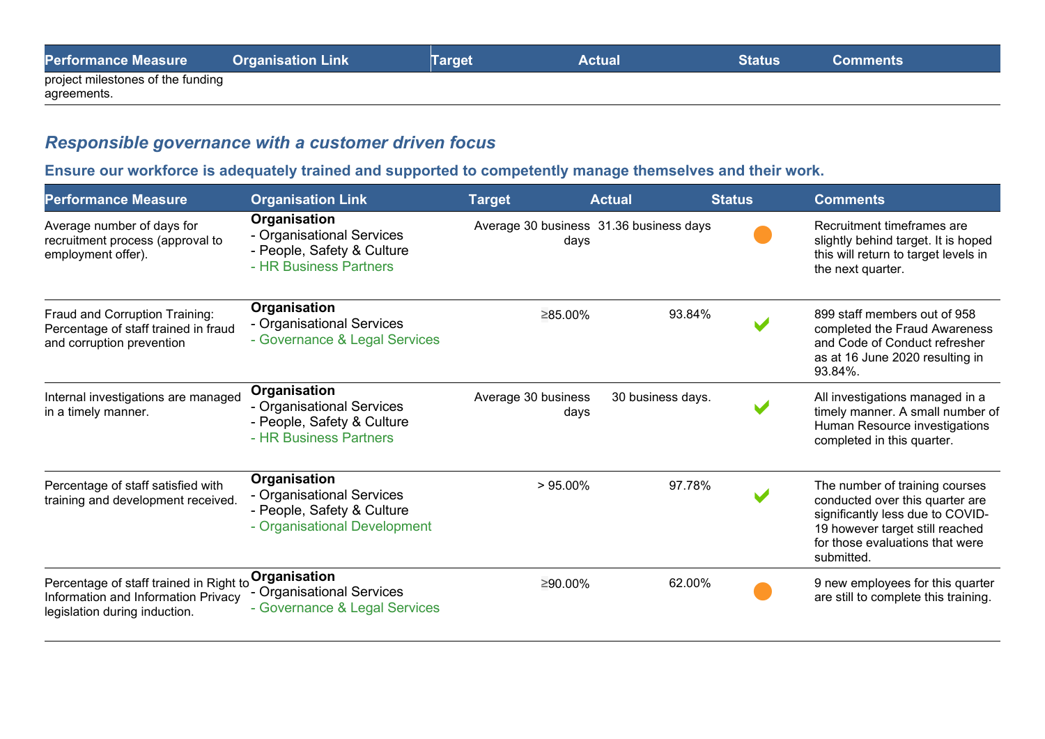| Performance Measure | Organisation Link | Target | Actual | Status | Comments |
|---|---|---|---|---|---|
| project milestones of the funding agreements. | | | | | |

## *Responsible governance with a customer driven focus*

### Ensure our workforce is adequately trained and supported to competently manage themselves and their work.

| Performance Measure | Organisation Link | Target | Actual | Status | Comments |
|---|---|---|---|---|---|
| Average number of days for recruitment process (approval to employment offer). | **Organisation**<br>- Organisational Services<br>- People, Safety & Culture<br>- HR Business Partners | Average 30 business days | 31.36 business days | ● | Recruitment timeframes are slightly behind target. It is hoped this will return to target levels in the next quarter. |
| Fraud and Corruption Training: Percentage of staff trained in fraud and corruption prevention | **Organisation**<br>- Organisational Services<br>- Governance & Legal Services | ≥85.00% | 93.84% | ✔ | 899 staff members out of 958 completed the Fraud Awareness and Code of Conduct refresher as at 16 June 2020 resulting in 93.84%. |
| Internal investigations are managed in a timely manner. | **Organisation**<br>- Organisational Services<br>- People, Safety & Culture<br>- HR Business Partners | Average 30 business days | 30 business days. | ✔ | All investigations managed in a timely manner. A small number of Human Resource investigations completed in this quarter. |
| Percentage of staff satisfied with training and development received. | **Organisation**<br>- Organisational Services<br>- People, Safety & Culture<br>- Organisational Development | > 95.00% | 97.78% | ✔ | The number of training courses conducted over this quarter are significantly less due to COVID-19 however target still reached for those evaluations that were submitted. |
| Percentage of staff trained in Right to Information and Information Privacy legislation during induction. | **Organisation**<br>- Organisational Services<br>- Governance & Legal Services | ≥90.00% | 62.00% | ● | 9 new employees for this quarter are still to complete this training. |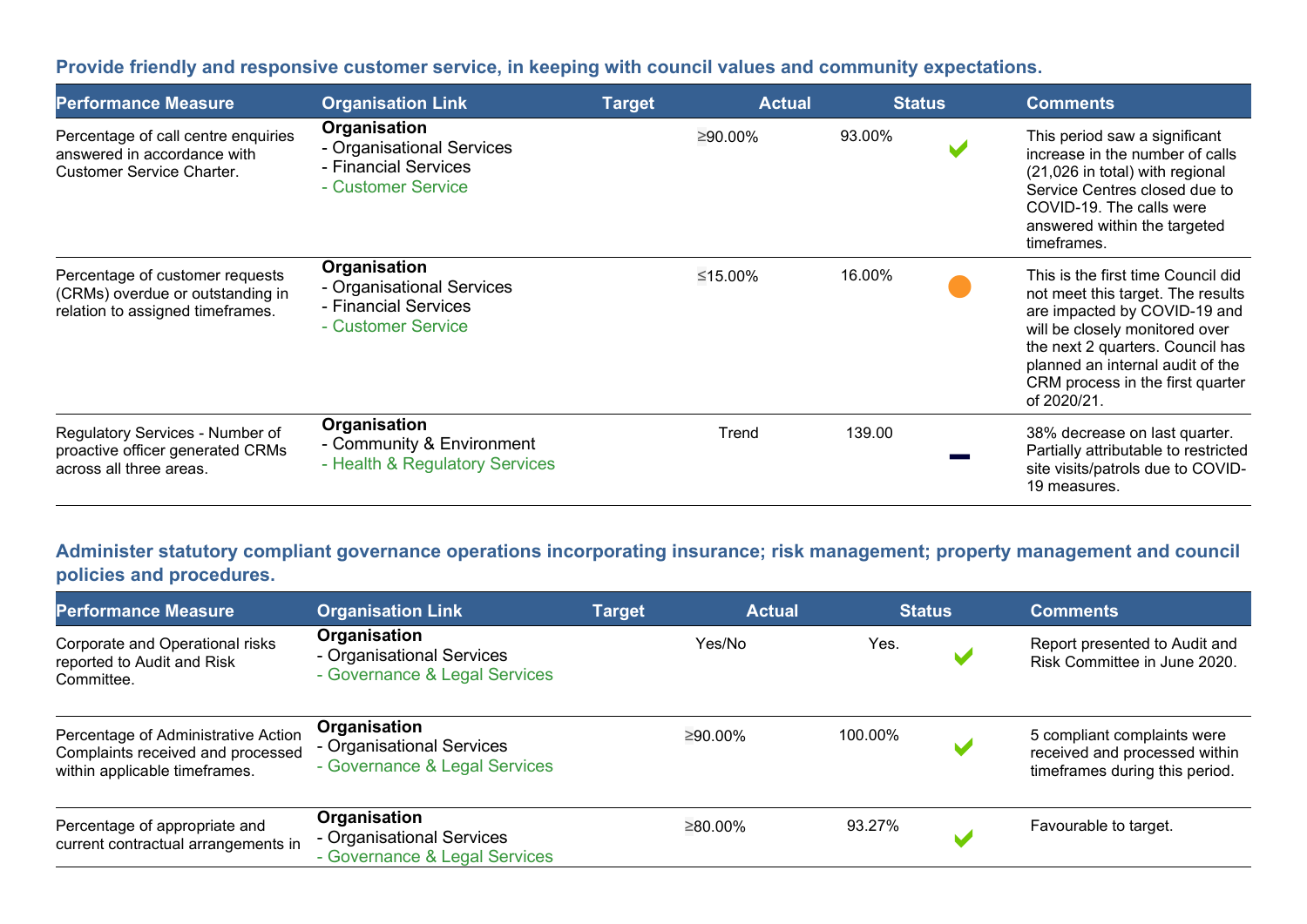## Provide friendly and responsive customer service, in keeping with council values and community expectations.

| Performance Measure | Organisation Link | Target | Actual | Status | Comments |
|---|---|---|---|---|---|
| Percentage of call centre enquiries answered in accordance with Customer Service Charter. | **Organisation**<br>- Organisational Services<br>- Financial Services<br>- Customer Service | ≥90.00% | 93.00% | ✔ | This period saw a significant increase in the number of calls (21,026 in total) with regional Service Centres closed due to COVID-19. The calls were answered within the targeted timeframes. |
| Percentage of customer requests (CRMs) overdue or outstanding in relation to assigned timeframes. | **Organisation**<br>- Organisational Services<br>- Financial Services<br>- Customer Service | ≤15.00% | 16.00% | ● | This is the first time Council did not meet this target. The results are impacted by COVID-19 and will be closely monitored over the next 2 quarters. Council has planned an internal audit of the CRM process in the first quarter of 2020/21. |
| Regulatory Services - Number of proactive officer generated CRMs across all three areas. | **Organisation**<br>- Community & Environment<br>- Health & Regulatory Services | Trend | 139.00 | — | 38% decrease on last quarter. Partially attributable to restricted site visits/patrols due to COVID-19 measures. |

## Administer statutory compliant governance operations incorporating insurance; risk management; property management and council policies and procedures.

| Performance Measure | Organisation Link | Target | Actual | Status | Comments |
|---|---|---|---|---|---|
| Corporate and Operational risks reported to Audit and Risk Committee. | **Organisation**<br>- Organisational Services<br>- Governance & Legal Services | Yes/No | Yes. | ✔ | Report presented to Audit and Risk Committee in June 2020. |
| Percentage of Administrative Action Complaints received and processed within applicable timeframes. | **Organisation**<br>- Organisational Services<br>- Governance & Legal Services | ≥90.00% | 100.00% | ✔ | 5 compliant complaints were received and processed within timeframes during this period. |
| Percentage of appropriate and current contractual arrangements in | **Organisation**<br>- Organisational Services<br>- Governance & Legal Services | ≥80.00% | 93.27% | ✔ | Favourable to target. |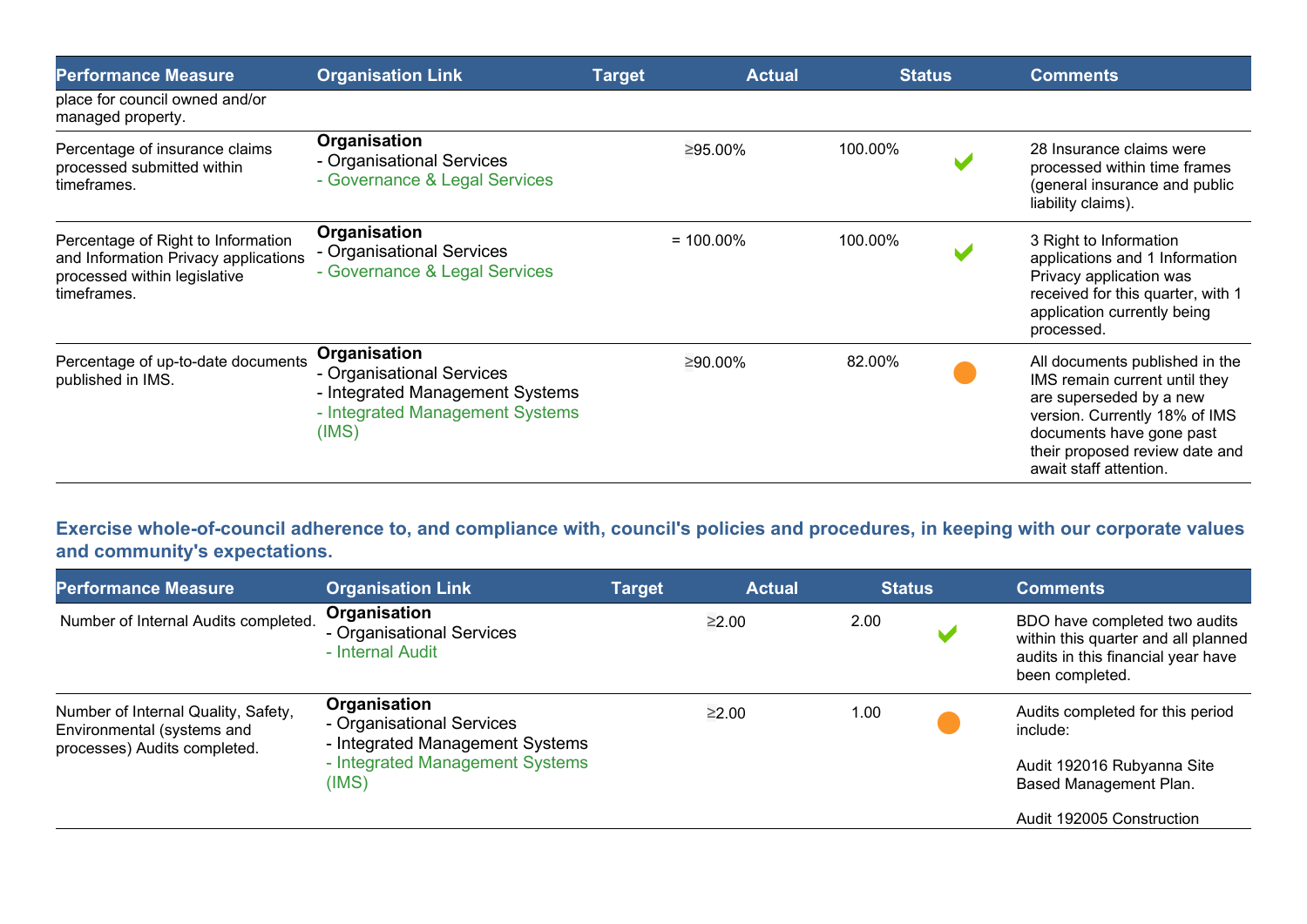| Performance Measure | Organisation Link | Target | Actual | Status | Comments |
|---|---|---|---|---|---|
| place for council owned and/or managed property. | | | | | |
| Percentage of insurance claims processed submitted within timeframes. | **Organisation**<br>- Organisational Services<br>- Governance & Legal Services | ≥95.00% | 100.00% | ✔ | 28 Insurance claims were processed within time frames (general insurance and public liability claims). |
| Percentage of Right to Information and Information Privacy applications processed within legislative timeframes. | **Organisation**<br>- Organisational Services<br>- Governance & Legal Services | = 100.00% | 100.00% | ✔ | 3 Right to Information applications and 1 Information Privacy application was received for this quarter, with 1 application currently being processed. |
| Percentage of up-to-date documents published in IMS. | **Organisation**<br>- Organisational Services<br>- Integrated Management Systems<br>- Integrated Management Systems (IMS) | ≥90.00% | 82.00% | ● | All documents published in the IMS remain current until they are superseded by a new version. Currently 18% of IMS documents have gone past their proposed review date and await staff attention. |

## Exercise whole-of-council adherence to, and compliance with, council's policies and procedures, in keeping with our corporate values and community's expectations.

| Performance Measure | Organisation Link | Target | Actual | Status | Comments |
|---|---|---|---|---|---|
| Number of Internal Audits completed. | **Organisation**<br>- Organisational Services<br>- Internal Audit | ≥2.00 | 2.00 | ✔ | BDO have completed two audits within this quarter and all planned audits in this financial year have been completed. |
| Number of Internal Quality, Safety, Environmental (systems and processes) Audits completed. | **Organisation**<br>- Organisational Services<br>- Integrated Management Systems<br>- Integrated Management Systems (IMS) | ≥2.00 | 1.00 | ● | Audits completed for this period include:<br><br>Audit 192016 Rubyanna Site Based Management Plan.<br><br>Audit 192005 Construction |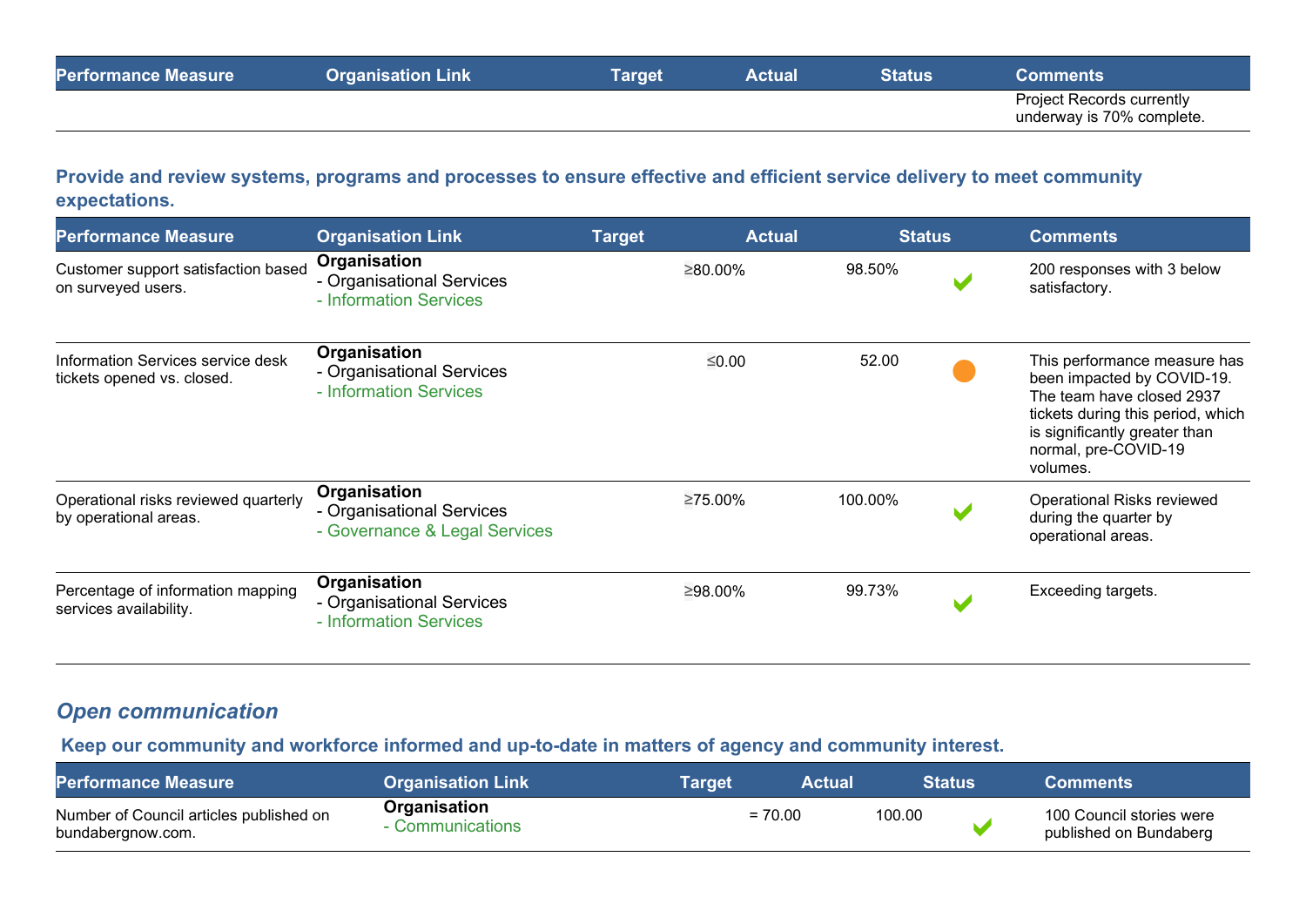| Performance Measure | Organisation Link | Target | Actual | Status | Comments |
|---|---|---|---|---|---|
| | | | | | Project Records currently underway is 70% complete. |

**Provide and review systems, programs and processes to ensure effective and efficient service delivery to meet community expectations.**

| Performance Measure | Organisation Link | Target | Actual | Status | Comments |
|---|---|---|---|---|---|
| Customer support satisfaction based on surveyed users. | **Organisation** - Organisational Services - Information Services | ≥80.00% | 98.50% | ✔ | 200 responses with 3 below satisfactory. |
| Information Services service desk tickets opened vs. closed. | **Organisation** - Organisational Services - Information Services | ≤0.00 | 52.00 | ● | This performance measure has been impacted by COVID-19. The team have closed 2937 tickets during this period, which is significantly greater than normal, pre-COVID-19 volumes. |
| Operational risks reviewed quarterly by operational areas. | **Organisation** - Organisational Services - Governance & Legal Services | ≥75.00% | 100.00% | ✔ | Operational Risks reviewed during the quarter by operational areas. |
| Percentage of information mapping services availability. | **Organisation** - Organisational Services - Information Services | ≥98.00% | 99.73% | ✔ | Exceeding targets. |

## *Open communication*

**Keep our community and workforce informed and up-to-date in matters of agency and community interest.**

| Performance Measure | Organisation Link | Target | Actual | Status | Comments |
|---|---|---|---|---|---|
| Number of Council articles published on bundabergnow.com. | **Organisation** - Communications | = 70.00 | 100.00 | ✔ | 100 Council stories were published on Bundaberg |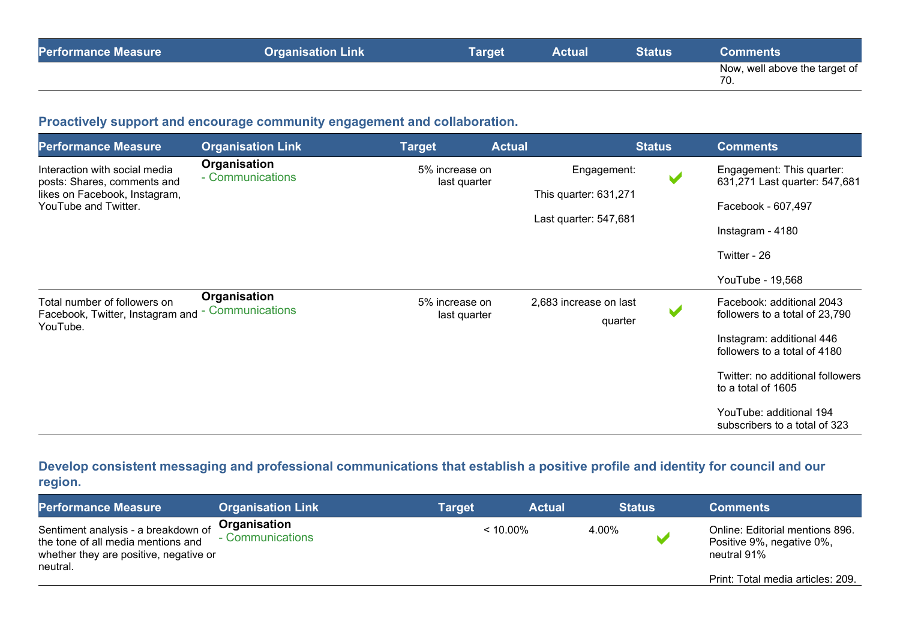| Performance Measure | Organisation Link | Target | Actual | Status | Comments |
|---|---|---|---|---|---|
| | | | | | Now, well above the target of 70. |

### Proactively support and encourage community engagement and collaboration.

| Performance Measure | Organisation Link | Target | Actual | Status | Comments |
|---|---|---|---|---|---|
| Interaction with social media posts: Shares, comments and likes on Facebook, Instagram, YouTube and Twitter. | **Organisation** - Communications | 5% increase on last quarter | Engagement: This quarter: 631,271 Last quarter: 547,681 | ✔ | Engagement: This quarter: 631,271 Last quarter: 547,681 Facebook - 607,497 Instagram - 4180 Twitter - 26 YouTube - 19,568 |
| Total number of followers on Facebook, Twitter, Instagram and YouTube. | **Organisation** - Communications | 5% increase on last quarter | 2,683 increase on last quarter | ✔ | Facebook: additional 2043 followers to a total of 23,790 Instagram: additional 446 followers to a total of 4180 Twitter: no additional followers to a total of 1605 YouTube: additional 194 subscribers to a total of 323 |

### Develop consistent messaging and professional communications that establish a positive profile and identity for council and our region.

| Performance Measure | Organisation Link | Target | Actual | Status | Comments |
|---|---|---|---|---|---|
| Sentiment analysis - a breakdown of the tone of all media mentions and whether they are positive, negative or neutral. | **Organisation** - Communications | < 10.00% | 4.00% | ✔ | Online: Editorial mentions 896. Positive 9%, negative 0%, neutral 91% Print: Total media articles: 209. |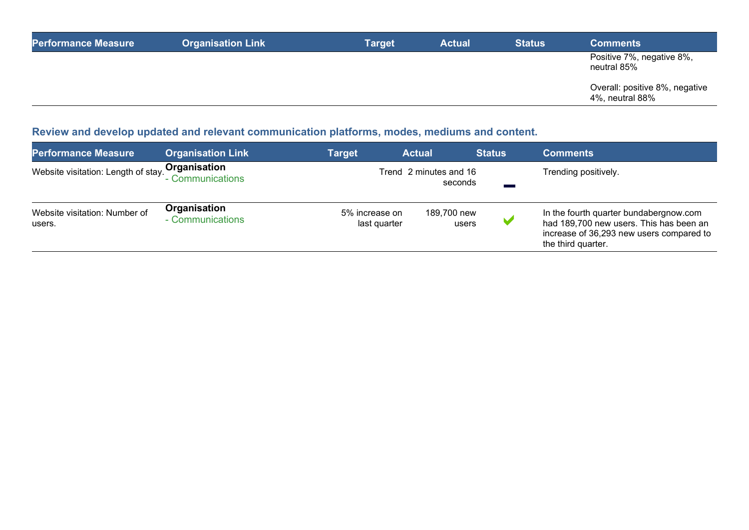| Performance Measure | Organisation Link | Target | Actual | Status | Comments |
|---|---|---|---|---|---|
| | | | | | Positive 7%, negative 8%, neutral 85%<br><br>Overall: positive 8%, negative 4%, neutral 88% |

### Review and develop updated and relevant communication platforms, modes, mediums and content.

| Performance Measure | Organisation Link | Target | Actual | Status | Comments |
|---|---|---|---|---|---|
| Website visitation: Length of stay. | **Organisation**<br>- Communications | Trend | 2 minutes and 16 seconds | ▬ | Trending positively. |
| Website visitation: Number of users. | **Organisation**<br>- Communications | 5% increase on last quarter | 189,700 new users | ✔ | In the fourth quarter bundabergnow.com had 189,700 new users. This has been an increase of 36,293 new users compared to the third quarter. |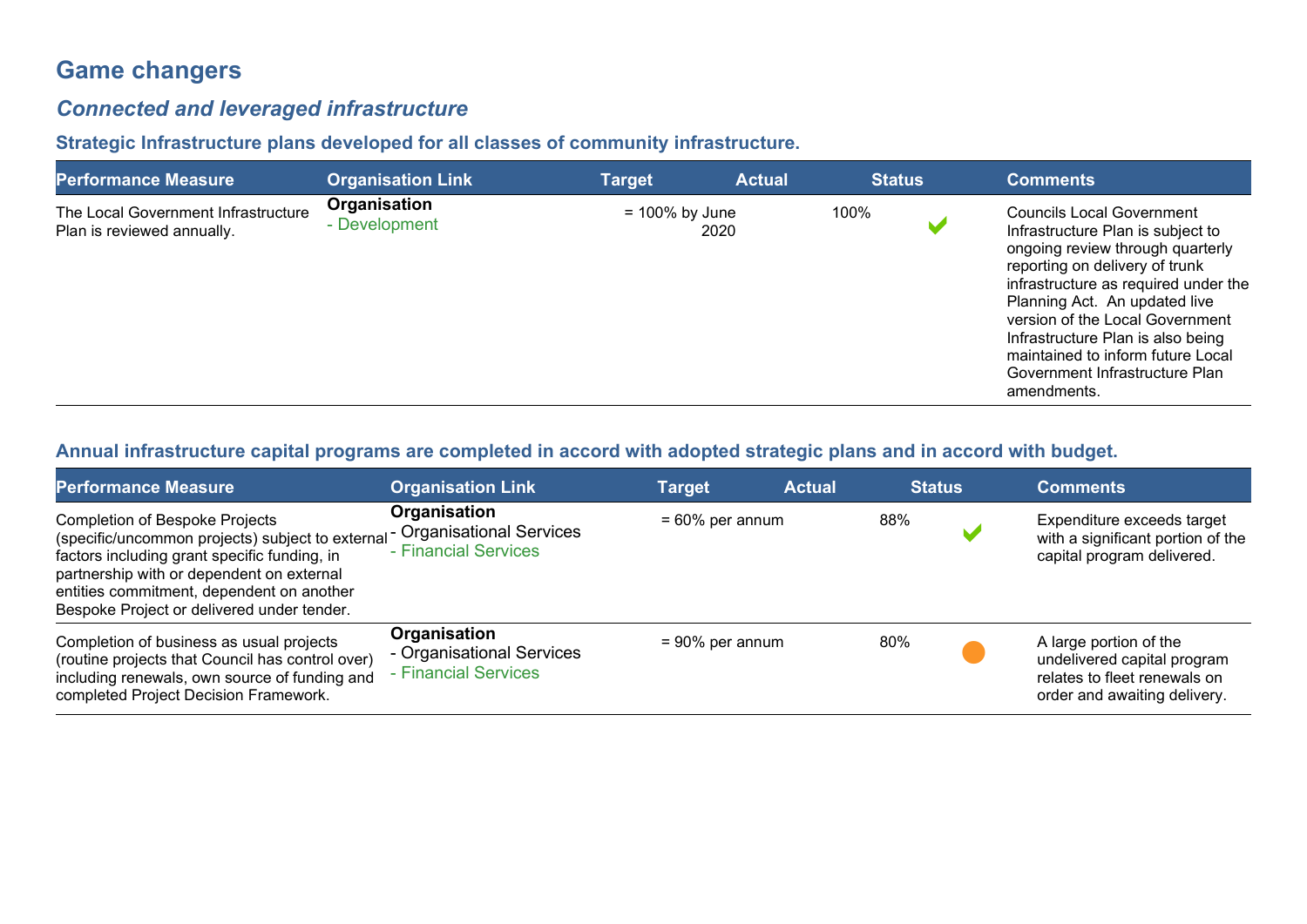# Game changers

## *Connected and leveraged infrastructure*

### Strategic Infrastructure plans developed for all classes of community infrastructure.

| Performance Measure | Organisation Link | Target | Actual | Status | Comments |
|---|---|---|---|---|---|
| The Local Government Infrastructure Plan is reviewed annually. | **Organisation**<br>- Development | = 100% by June 2020 | 100% | ✔ | Councils Local Government Infrastructure Plan is subject to ongoing review through quarterly reporting on delivery of trunk infrastructure as required under the Planning Act. An updated live version of the Local Government Infrastructure Plan is also being maintained to inform future Local Government Infrastructure Plan amendments. |

### Annual infrastructure capital programs are completed in accord with adopted strategic plans and in accord with budget.

| Performance Measure | Organisation Link | Target | Actual | Status | Comments |
|---|---|---|---|---|---|
| Completion of Bespoke Projects (specific/uncommon projects) subject to external factors including grant specific funding, in partnership with or dependent on external entities commitment, dependent on another Bespoke Project or delivered under tender. | **Organisation**<br>- Organisational Services<br>- Financial Services | = 60% per annum | 88% | ✔ | Expenditure exceeds target with a significant portion of the capital program delivered. |
| Completion of business as usual projects (routine projects that Council has control over) including renewals, own source of funding and completed Project Decision Framework. | **Organisation**<br>- Organisational Services<br>- Financial Services | = 90% per annum | 80% | ● | A large portion of the undelivered capital program relates to fleet renewals on order and awaiting delivery. |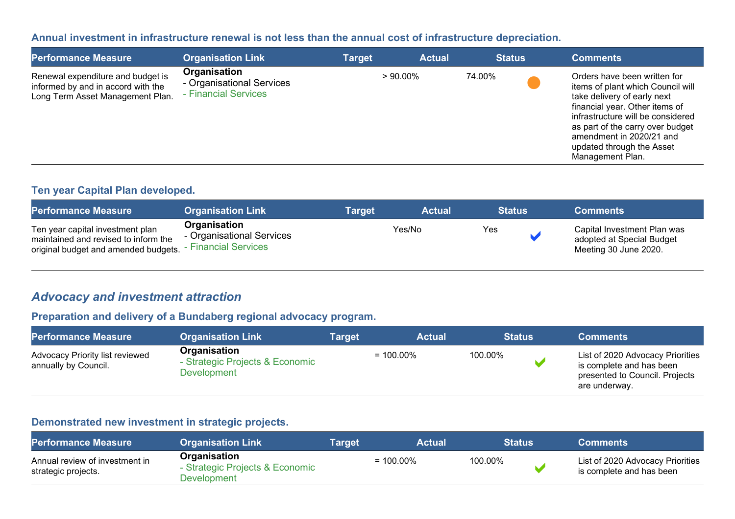### Annual investment in infrastructure renewal is not less than the annual cost of infrastructure depreciation.

| Performance Measure | Organisation Link | Target | Actual | Status | Comments |
|---|---|---|---|---|---|
| Renewal expenditure and budget is informed by and in accord with the Long Term Asset Management Plan. | **Organisation**<br>- Organisational Services<br>- Financial Services | > 90.00% | 74.00% | ● | Orders have been written for items of plant which Council will take delivery of early next financial year. Other items of infrastructure will be considered as part of the carry over budget amendment in 2020/21 and updated through the Asset Management Plan. |

### Ten year Capital Plan developed.

| Performance Measure | Organisation Link | Target | Actual | Status | Comments |
|---|---|---|---|---|---|
| Ten year capital investment plan maintained and revised to inform the original budget and amended budgets. | **Organisation**<br>- Organisational Services<br>- Financial Services | Yes/No | Yes | ✔ | Capital Investment Plan was adopted at Special Budget Meeting 30 June 2020. |

## *Advocacy and investment attraction*

### Preparation and delivery of a Bundaberg regional advocacy program.

| Performance Measure | Organisation Link | Target | Actual | Status | Comments |
|---|---|---|---|---|---|
| Advocacy Priority list reviewed annually by Council. | **Organisation**<br>- Strategic Projects & Economic Development | = 100.00% | 100.00% | ✔ | List of 2020 Advocacy Priorities is complete and has been presented to Council. Projects are underway. |

### Demonstrated new investment in strategic projects.

| Performance Measure | Organisation Link | Target | Actual | Status | Comments |
|---|---|---|---|---|---|
| Annual review of investment in strategic projects. | **Organisation**<br>- Strategic Projects & Economic Development | = 100.00% | 100.00% | ✔ | List of 2020 Advocacy Priorities is complete and has been |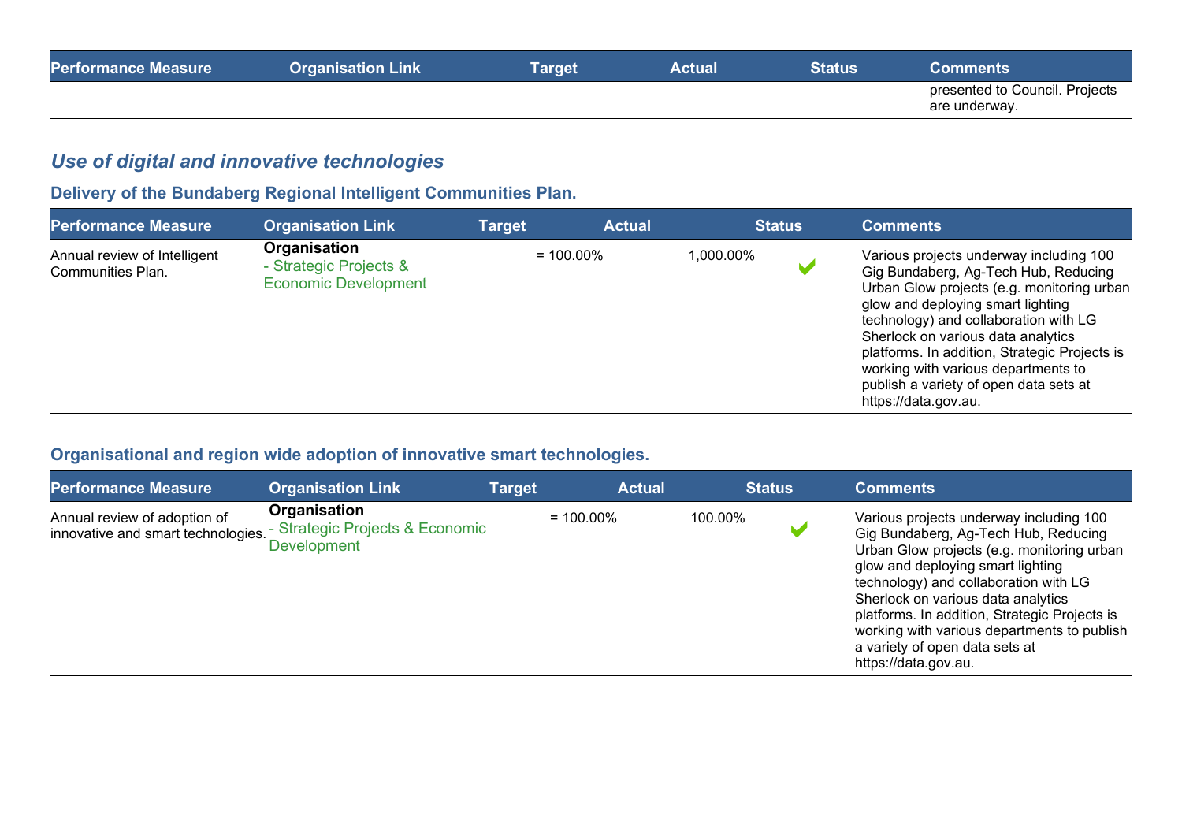| Performance Measure | Organisation Link | Target | Actual | Status | Comments |
|---|---|---|---|---|---|
| | | | | | presented to Council. Projects are underway. |

## *Use of digital and innovative technologies*

### Delivery of the Bundaberg Regional Intelligent Communities Plan.

| Performance Measure | Organisation Link | Target | Actual | Status | Comments |
|---|---|---|---|---|---|
| Annual review of Intelligent Communities Plan. | **Organisation** - Strategic Projects & Economic Development | = 100.00% | 1,000.00% | ✔ | Various projects underway including 100 Gig Bundaberg, Ag-Tech Hub, Reducing Urban Glow projects (e.g. monitoring urban glow and deploying smart lighting technology) and collaboration with LG Sherlock on various data analytics platforms. In addition, Strategic Projects is working with various departments to publish a variety of open data sets at https://data.gov.au. |

### Organisational and region wide adoption of innovative smart technologies.

| Performance Measure | Organisation Link | Target | Actual | Status | Comments |
|---|---|---|---|---|---|
| Annual review of adoption of innovative and smart technologies. | **Organisation** - Strategic Projects & Economic Development | = 100.00% | 100.00% | ✔ | Various projects underway including 100 Gig Bundaberg, Ag-Tech Hub, Reducing Urban Glow projects (e.g. monitoring urban glow and deploying smart lighting technology) and collaboration with LG Sherlock on various data analytics platforms. In addition, Strategic Projects is working with various departments to publish a variety of open data sets at https://data.gov.au. |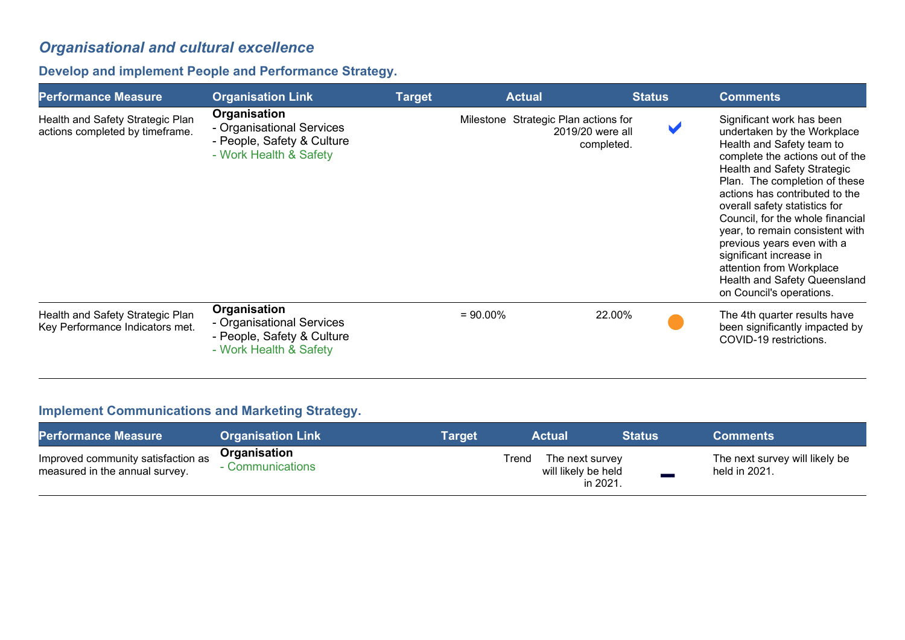## *Organisational and cultural excellence*

### Develop and implement People and Performance Strategy.

| Performance Measure | Organisation Link | Target | Actual | Status | Comments |
|---|---|---|---|---|---|
| Health and Safety Strategic Plan actions completed by timeframe. | **Organisation**<br>- Organisational Services<br>- People, Safety & Culture<br>- Work Health & Safety | Milestone | Strategic Plan actions for 2019/20 were all completed. | ✔ | Significant work has been undertaken by the Workplace Health and Safety team to complete the actions out of the Health and Safety Strategic Plan. The completion of these actions has contributed to the overall safety statistics for Council, for the whole financial year, to remain consistent with previous years even with a significant increase in attention from Workplace Health and Safety Queensland on Council's operations. |
| Health and Safety Strategic Plan Key Performance Indicators met. | **Organisation**<br>- Organisational Services<br>- People, Safety & Culture<br>- Work Health & Safety | = 90.00% | 22.00% | ● | The 4th quarter results have been significantly impacted by COVID-19 restrictions. |

### Implement Communications and Marketing Strategy.

| Performance Measure | Organisation Link | Target | Actual | Status | Comments |
|---|---|---|---|---|---|
| Improved community satisfaction as measured in the annual survey. | **Organisation**<br>- Communications | Trend | The next survey will likely be held in 2021. | — | The next survey will likely be held in 2021. |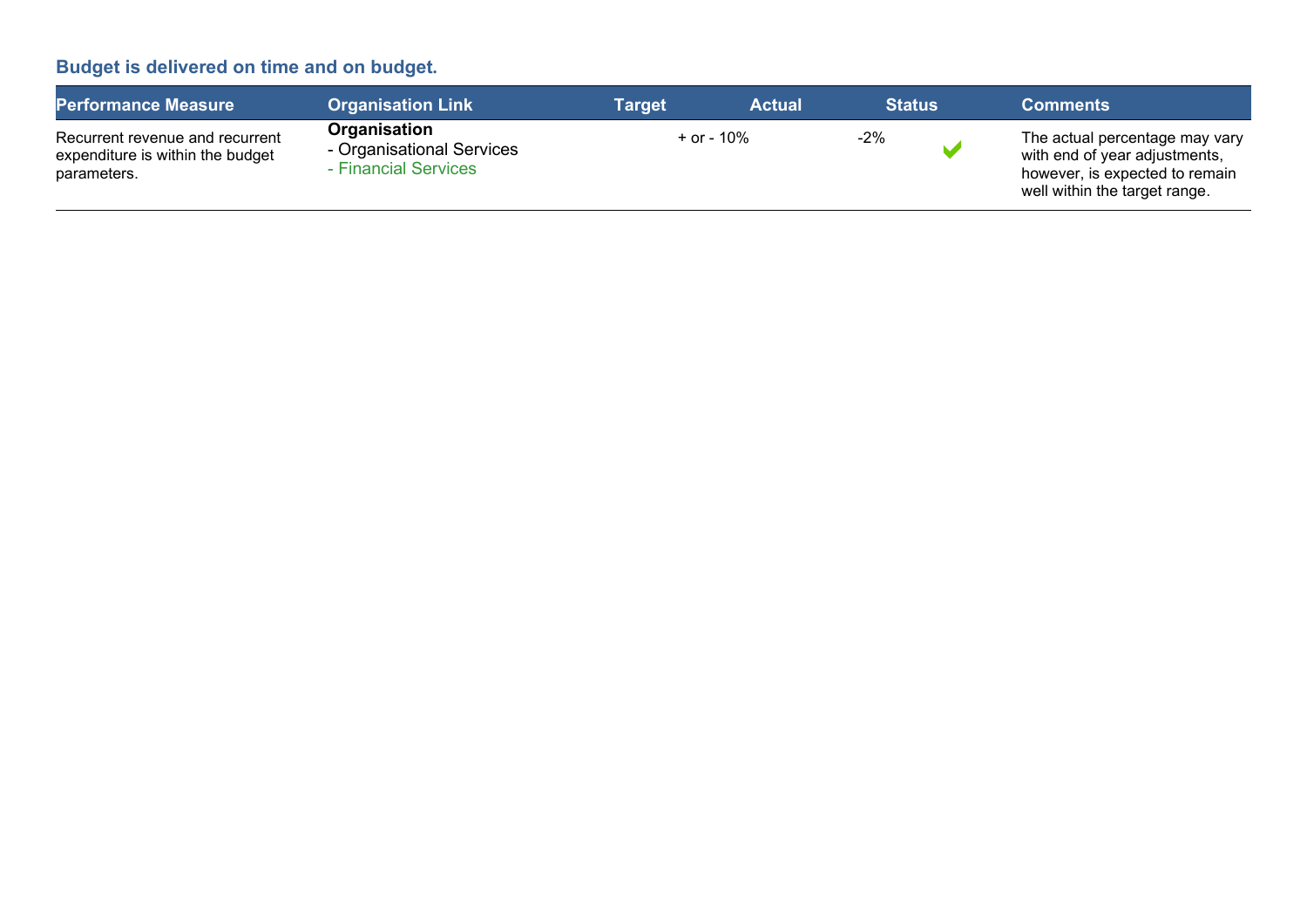### Budget is delivered on time and on budget.

| Performance Measure | Organisation Link | Target | Actual | Status | Comments |
|---|---|---|---|---|---|
| Recurrent revenue and recurrent expenditure is within the budget parameters. | **Organisation**<br>- Organisational Services<br>- Financial Services | + or - 10% | -2% | ✔ | The actual percentage may vary with end of year adjustments, however, is expected to remain well within the target range. |